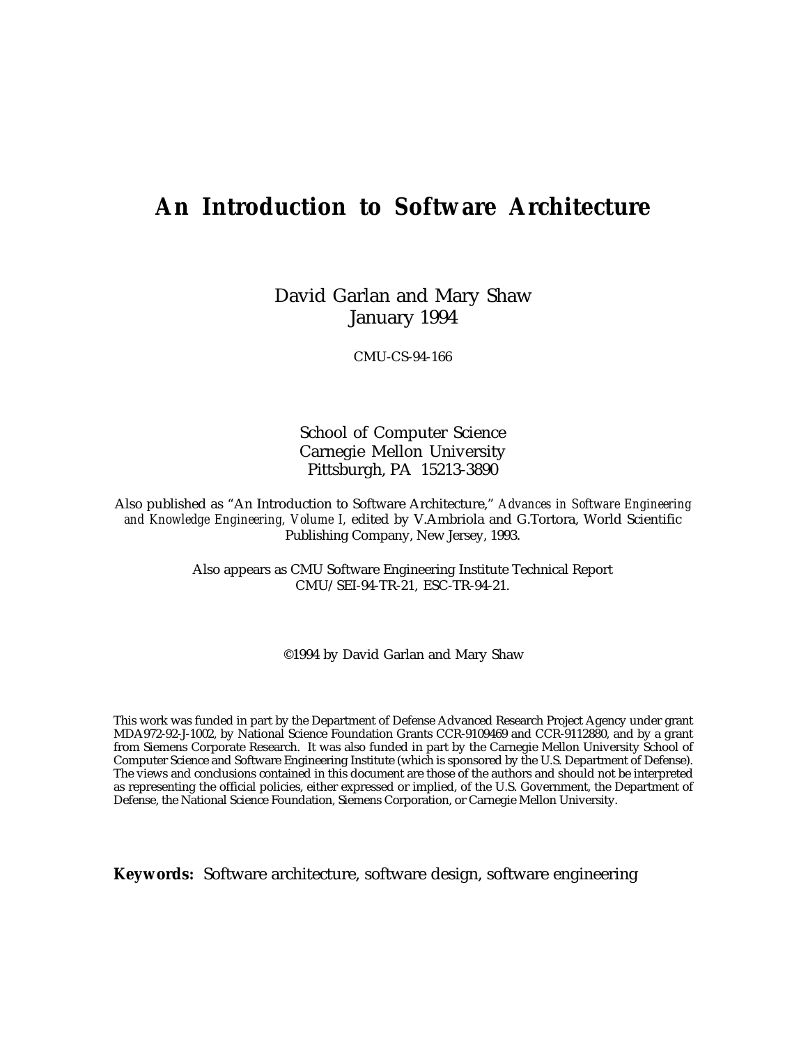# An Introduction to Software Architecture

David Garlan and Mary Shaw
January 1994

CMU-CS-94-166

School of Computer Science
Carnegie Mellon University
Pittsburgh, PA 15213-3890

Also published as "An Introduction to Software Architecture," *Advances in Software Engineering and Knowledge Engineering, Volume I,* edited by V.Ambriola and G.Tortora, World Scientific Publishing Company, New Jersey, 1993.

Also appears as CMU Software Engineering Institute Technical Report CMU/SEI-94-TR-21, ESC-TR-94-21.

©1994 by David Garlan and Mary Shaw

This work was funded in part by the Department of Defense Advanced Research Project Agency under grant MDA972-92-J-1002, by National Science Foundation Grants CCR-9109469 and CCR-9112880, and by a grant from Siemens Corporate Research. It was also funded in part by the Carnegie Mellon University School of Computer Science and Software Engineering Institute (which is sponsored by the U.S. Department of Defense). The views and conclusions contained in this document are those of the authors and should not be interpreted as representing the official policies, either expressed or implied, of the U.S. Government, the Department of Defense, the National Science Foundation, Siemens Corporation, or Carnegie Mellon University.

**Keywords:** Software architecture, software design, software engineering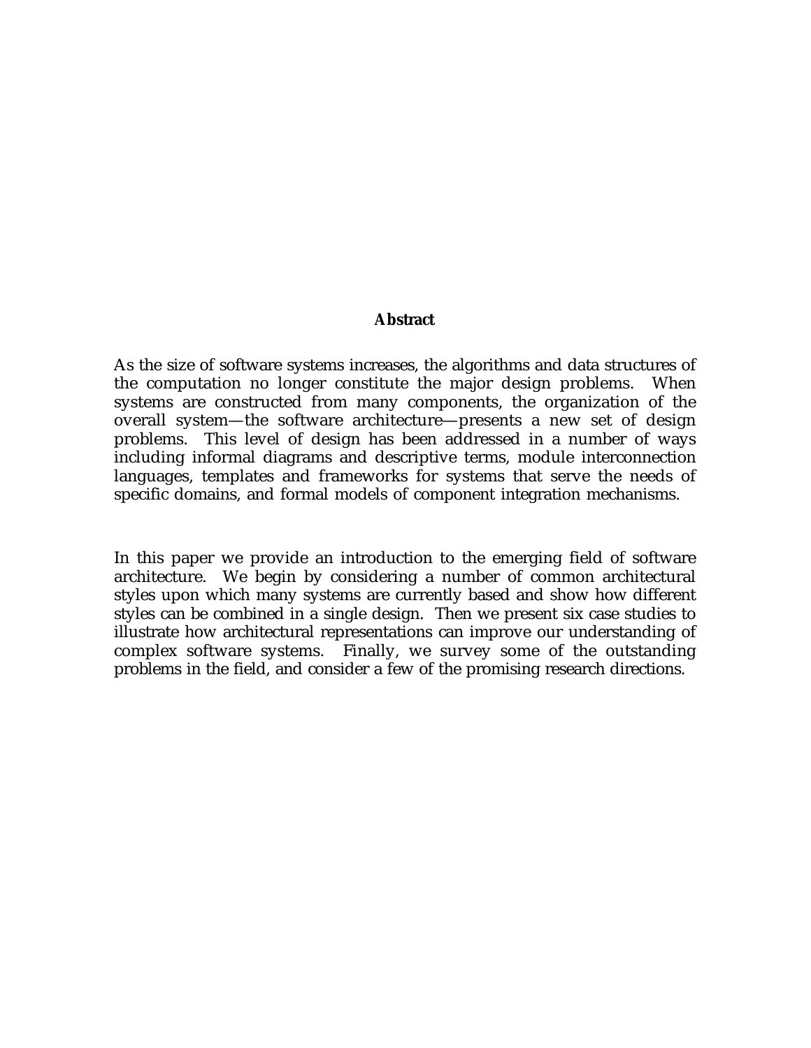## Abstract

As the size of software systems increases, the algorithms and data structures of the computation no longer constitute the major design problems. When systems are constructed from many components, the organization of the overall system—the software architecture—presents a new set of design problems. This level of design has been addressed in a number of ways including informal diagrams and descriptive terms, module interconnection languages, templates and frameworks for systems that serve the needs of specific domains, and formal models of component integration mechanisms.

In this paper we provide an introduction to the emerging field of software architecture. We begin by considering a number of common architectural styles upon which many systems are currently based and show how different styles can be combined in a single design. Then we present six case studies to illustrate how architectural representations can improve our understanding of complex software systems. Finally, we survey some of the outstanding problems in the field, and consider a few of the promising research directions.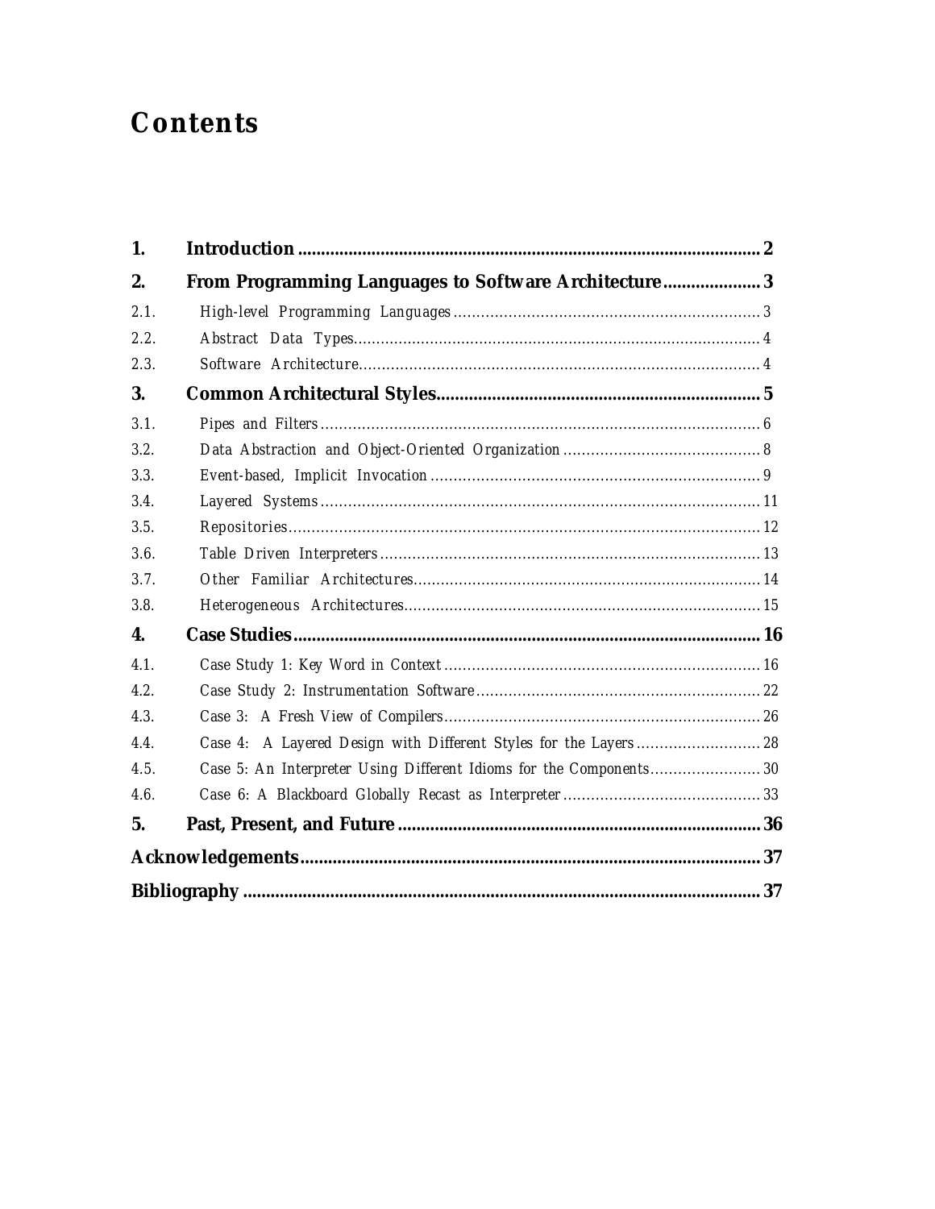# Contents

| | | |
|---|---|---|
| **1.** | **Introduction** | **2** |
| **2.** | **From Programming Languages to Software Architecture** | **3** |
| 2.1. | High-level Programming Languages | 3 |
| 2.2. | Abstract Data Types | 4 |
| 2.3. | Software Architecture | 4 |
| **3.** | **Common Architectural Styles** | **5** |
| 3.1. | Pipes and Filters | 6 |
| 3.2. | Data Abstraction and Object-Oriented Organization | 8 |
| 3.3. | Event-based, Implicit Invocation | 9 |
| 3.4. | Layered Systems | 11 |
| 3.5. | Repositories | 12 |
| 3.6. | Table Driven Interpreters | 13 |
| 3.7. | Other Familiar Architectures | 14 |
| 3.8. | Heterogeneous Architectures | 15 |
| **4.** | **Case Studies** | **16** |
| 4.1. | Case Study 1: Key Word in Context | 16 |
| 4.2. | Case Study 2: Instrumentation Software | 22 |
| 4.3. | Case 3: A Fresh View of Compilers | 26 |
| 4.4. | Case 4: A Layered Design with Different Styles for the Layers | 28 |
| 4.5. | Case 5: An Interpreter Using Different Idioms for the Components | 30 |
| 4.6. | Case 6: A Blackboard Globally Recast as Interpreter | 33 |
| **5.** | **Past, Present, and Future** | **36** |
| **Acknowledgements** | | **37** |
| **Bibliography** | | **37** |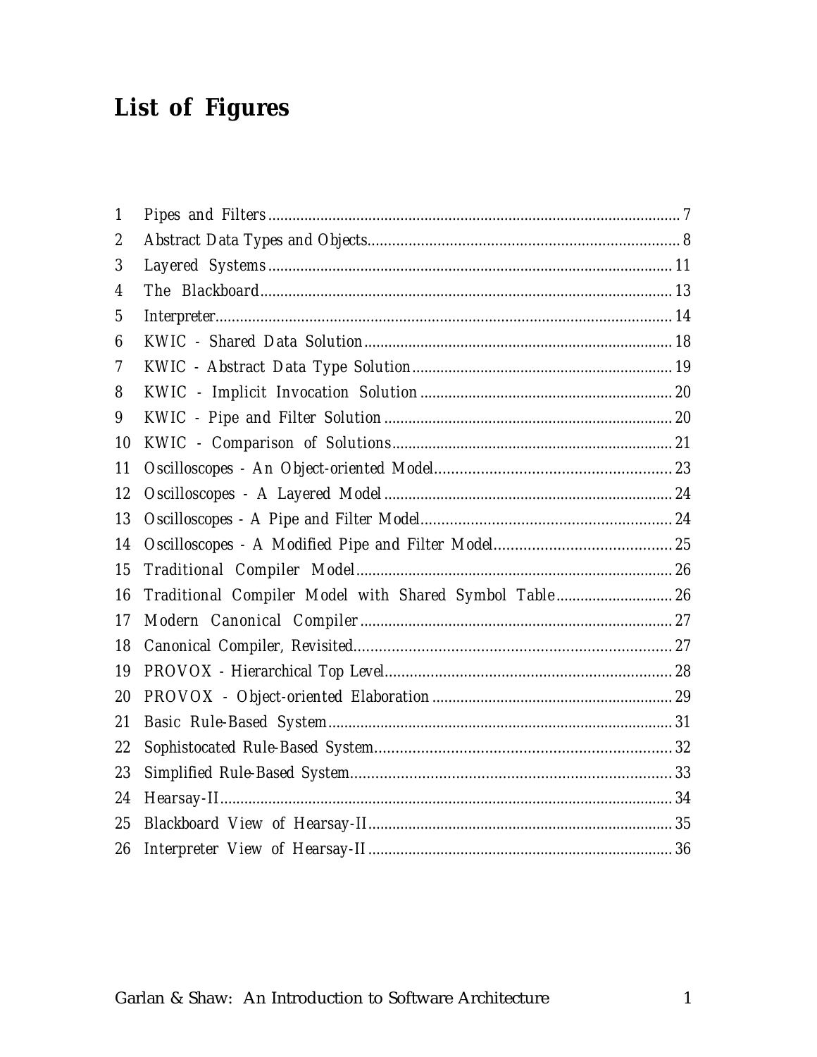# List of Figures

1 Pipes and Filters ..... 7
2 Abstract Data Types and Objects ..... 8
3 Layered Systems ..... 11
4 The Blackboard ..... 13
5 Interpreter ..... 14
6 KWIC - Shared Data Solution ..... 18
7 KWIC - Abstract Data Type Solution ..... 19
8 KWIC - Implicit Invocation Solution ..... 20
9 KWIC - Pipe and Filter Solution ..... 20
10 KWIC - Comparison of Solutions ..... 21
11 Oscilloscopes - An Object-oriented Model ..... 23
12 Oscilloscopes - A Layered Model ..... 24
13 Oscilloscopes - A Pipe and Filter Model ..... 24
14 Oscilloscopes - A Modified Pipe and Filter Model ..... 25
15 Traditional Compiler Model ..... 26
16 Traditional Compiler Model with Shared Symbol Table ..... 26
17 Modern Canonical Compiler ..... 27
18 Canonical Compiler, Revisited ..... 27
19 PROVOX - Hierarchical Top Level ..... 28
20 PROVOX - Object-oriented Elaboration ..... 29
21 Basic Rule-Based System ..... 31
22 Sophistocated Rule-Based System ..... 32
23 Simplified Rule-Based System ..... 33
24 Hearsay-II ..... 34
25 Blackboard View of Hearsay-II ..... 35
26 Interpreter View of Hearsay-II ..... 36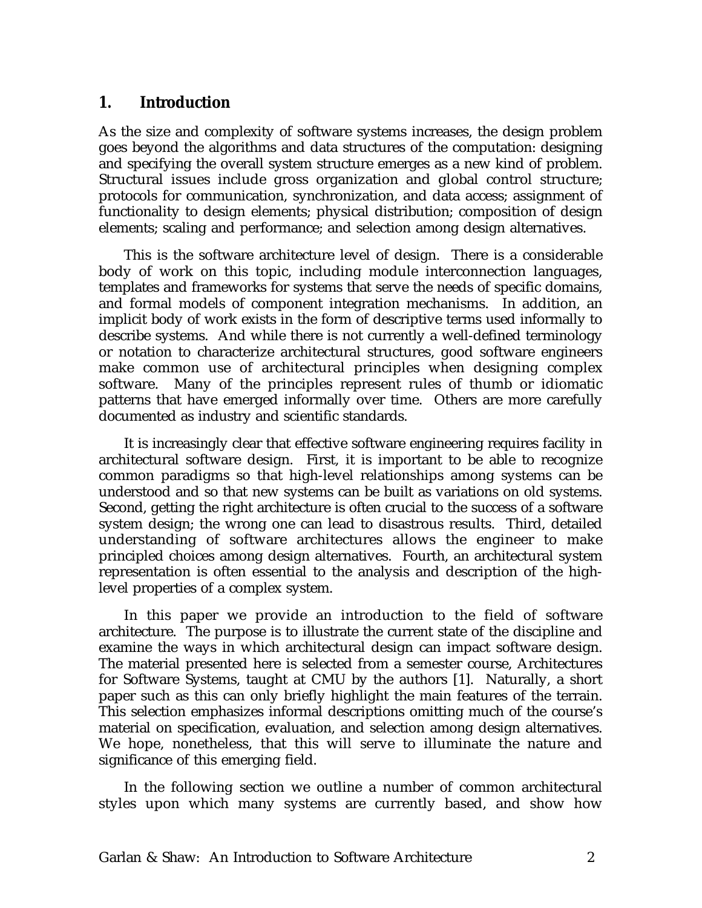## 1. Introduction

As the size and complexity of software systems increases, the design problem goes beyond the algorithms and data structures of the computation: designing and specifying the overall system structure emerges as a new kind of problem. Structural issues include gross organization and global control structure; protocols for communication, synchronization, and data access; assignment of functionality to design elements; physical distribution; composition of design elements; scaling and performance; and selection among design alternatives.

This is the software architecture level of design. There is a considerable body of work on this topic, including module interconnection languages, templates and frameworks for systems that serve the needs of specific domains, and formal models of component integration mechanisms. In addition, an implicit body of work exists in the form of descriptive terms used informally to describe systems. And while there is not currently a well-defined terminology or notation to characterize architectural structures, good software engineers make common use of architectural principles when designing complex software. Many of the principles represent rules of thumb or idiomatic patterns that have emerged informally over time. Others are more carefully documented as industry and scientific standards.

It is increasingly clear that effective software engineering requires facility in architectural software design. First, it is important to be able to recognize common paradigms so that high-level relationships among systems can be understood and so that new systems can be built as variations on old systems. Second, getting the right architecture is often crucial to the success of a software system design; the wrong one can lead to disastrous results. Third, detailed understanding of software architectures allows the engineer to make principled choices among design alternatives. Fourth, an architectural system representation is often essential to the analysis and description of the high-level properties of a complex system.

In this paper we provide an introduction to the field of software architecture. The purpose is to illustrate the current state of the discipline and examine the ways in which architectural design can impact software design. The material presented here is selected from a semester course, Architectures for Software Systems, taught at CMU by the authors [1]. Naturally, a short paper such as this can only briefly highlight the main features of the terrain. This selection emphasizes informal descriptions omitting much of the course's material on specification, evaluation, and selection among design alternatives. We hope, nonetheless, that this will serve to illuminate the nature and significance of this emerging field.

In the following section we outline a number of common architectural styles upon which many systems are currently based, and show how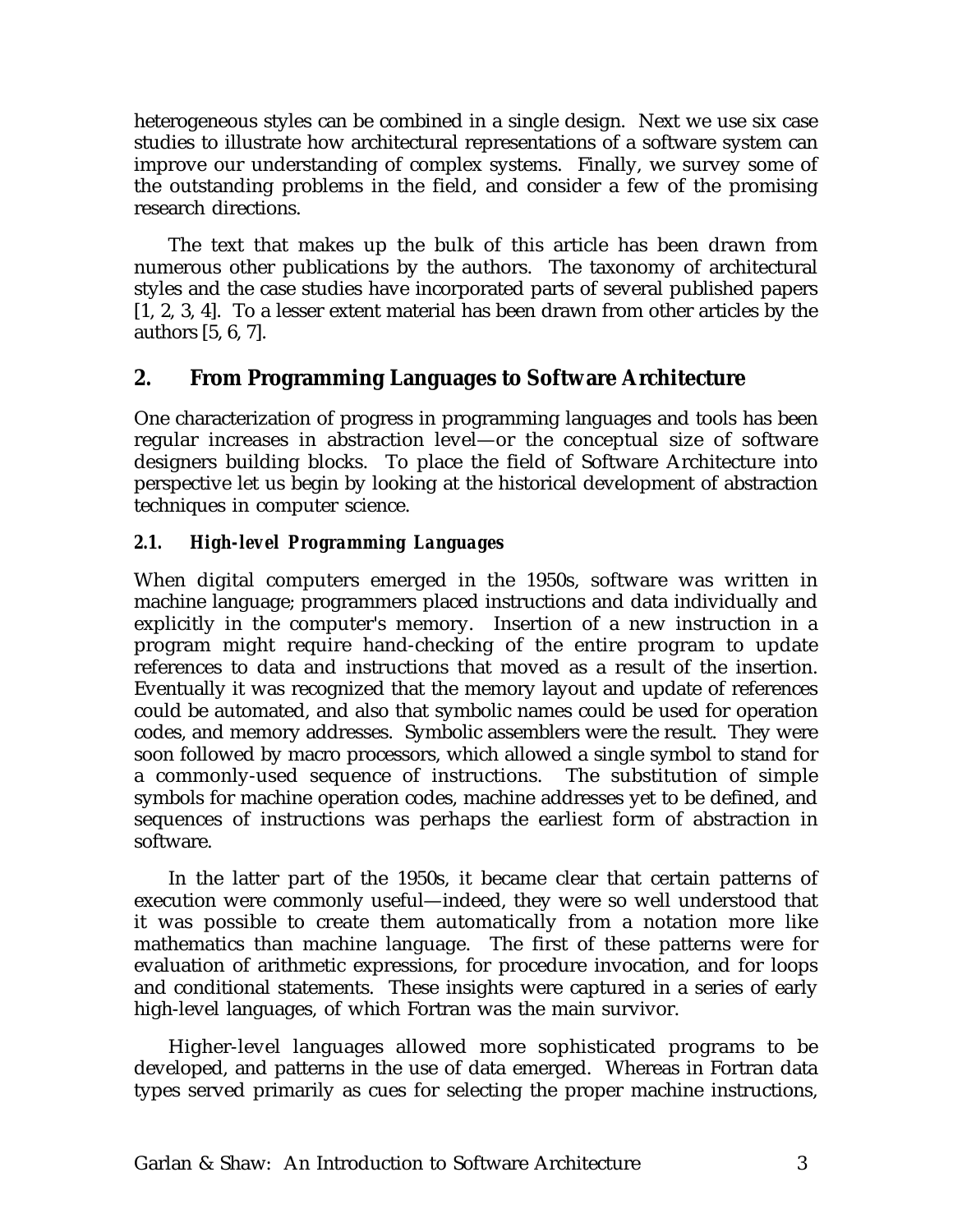heterogeneous styles can be combined in a single design. Next we use six case studies to illustrate how architectural representations of a software system can improve our understanding of complex systems. Finally, we survey some of the outstanding problems in the field, and consider a few of the promising research directions.

The text that makes up the bulk of this article has been drawn from numerous other publications by the authors. The taxonomy of architectural styles and the case studies have incorporated parts of several published papers [1, 2, 3, 4]. To a lesser extent material has been drawn from other articles by the authors [5, 6, 7].

## 2. From Programming Languages to Software Architecture

One characterization of progress in programming languages and tools has been regular increases in abstraction level—or the conceptual size of software designers building blocks. To place the field of Software Architecture into perspective let us begin by looking at the historical development of abstraction techniques in computer science.

### 2.1. *High-level Programming Languages*

When digital computers emerged in the 1950s, software was written in machine language; programmers placed instructions and data individually and explicitly in the computer's memory. Insertion of a new instruction in a program might require hand-checking of the entire program to update references to data and instructions that moved as a result of the insertion. Eventually it was recognized that the memory layout and update of references could be automated, and also that symbolic names could be used for operation codes, and memory addresses. Symbolic assemblers were the result. They were soon followed by macro processors, which allowed a single symbol to stand for a commonly-used sequence of instructions. The substitution of simple symbols for machine operation codes, machine addresses yet to be defined, and sequences of instructions was perhaps the earliest form of abstraction in software.

In the latter part of the 1950s, it became clear that certain patterns of execution were commonly useful—indeed, they were so well understood that it was possible to create them automatically from a notation more like mathematics than machine language. The first of these patterns were for evaluation of arithmetic expressions, for procedure invocation, and for loops and conditional statements. These insights were captured in a series of early high-level languages, of which Fortran was the main survivor.

Higher-level languages allowed more sophisticated programs to be developed, and patterns in the use of data emerged. Whereas in Fortran data types served primarily as cues for selecting the proper machine instructions,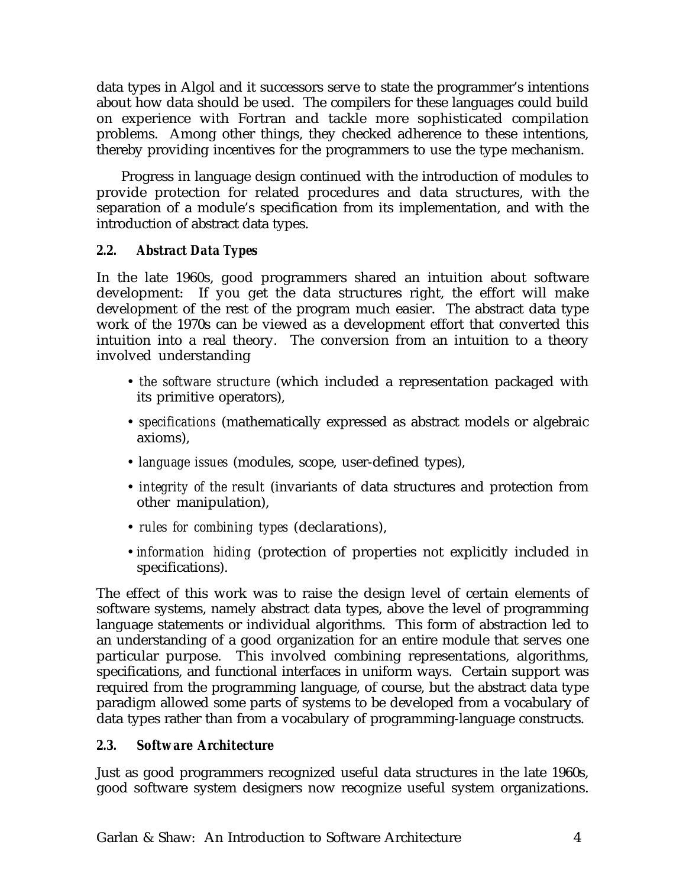data types in Algol and it successors serve to state the programmer's intentions about how data should be used. The compilers for these languages could build on experience with Fortran and tackle more sophisticated compilation problems. Among other things, they checked adherence to these intentions, thereby providing incentives for the programmers to use the type mechanism.

Progress in language design continued with the introduction of modules to provide protection for related procedures and data structures, with the separation of a module's specification from its implementation, and with the introduction of abstract data types.

### 2.2. Abstract Data Types

In the late 1960s, good programmers shared an intuition about software development: If you get the data structures right, the effort will make development of the rest of the program much easier. The abstract data type work of the 1970s can be viewed as a development effort that converted this intuition into a real theory. The conversion from an intuition to a theory involved understanding

- *the software structure* (which included a representation packaged with its primitive operators),
- *specifications* (mathematically expressed as abstract models or algebraic axioms),
- *language issues* (modules, scope, user-defined types),
- *integrity of the result* (invariants of data structures and protection from other manipulation),
- *rules for combining types* (declarations),
- *information hiding* (protection of properties not explicitly included in specifications).

The effect of this work was to raise the design level of certain elements of software systems, namely abstract data types, above the level of programming language statements or individual algorithms. This form of abstraction led to an understanding of a good organization for an entire module that serves one particular purpose. This involved combining representations, algorithms, specifications, and functional interfaces in uniform ways. Certain support was required from the programming language, of course, but the abstract data type paradigm allowed some parts of systems to be developed from a vocabulary of data types rather than from a vocabulary of programming-language constructs.

### 2.3. Software Architecture

Just as good programmers recognized useful data structures in the late 1960s, good software system designers now recognize useful system organizations.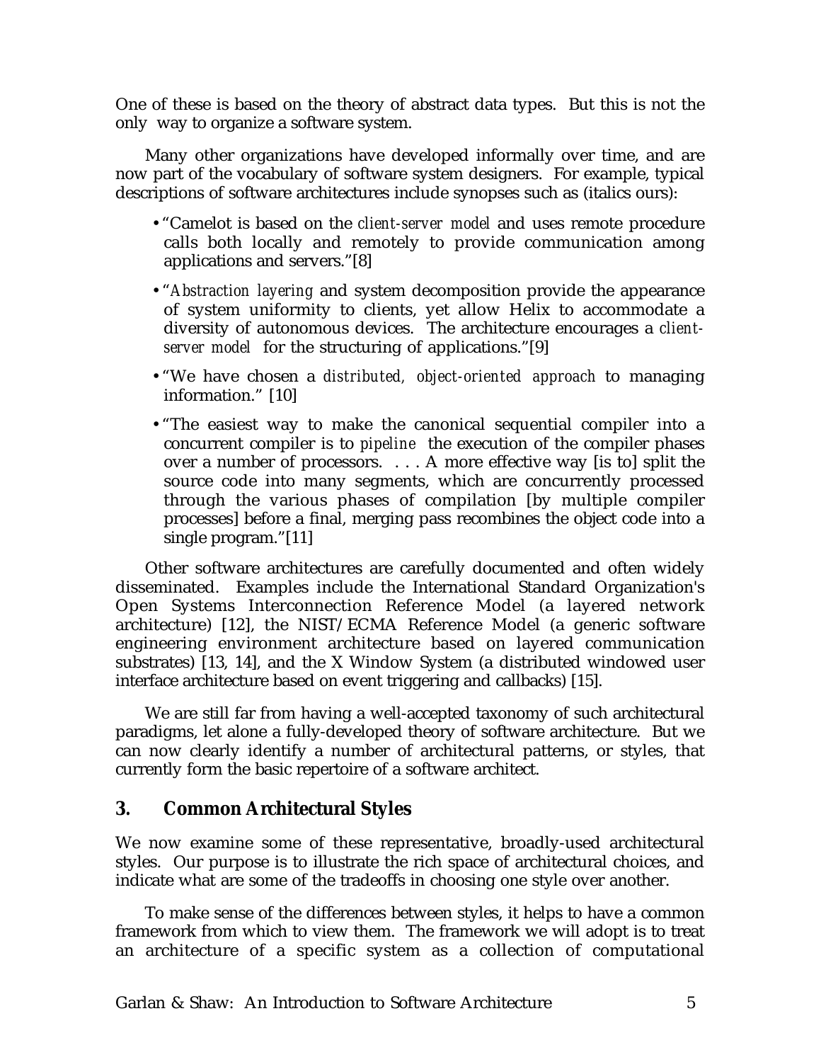One of these is based on the theory of abstract data types. But this is not the only way to organize a software system.

Many other organizations have developed informally over time, and are now part of the vocabulary of software system designers. For example, typical descriptions of software architectures include synopses such as (italics ours):

- "Camelot is based on the *client-server model* and uses remote procedure calls both locally and remotely to provide communication among applications and servers."[8]
- "*Abstraction layering* and system decomposition provide the appearance of system uniformity to clients, yet allow Helix to accommodate a diversity of autonomous devices. The architecture encourages a *client-server model* for the structuring of applications."[9]
- "We have chosen a *distributed, object-oriented approach* to managing information." [10]
- "The easiest way to make the canonical sequential compiler into a concurrent compiler is to *pipeline* the execution of the compiler phases over a number of processors. . . . A more effective way [is to] split the source code into many segments, which are concurrently processed through the various phases of compilation [by multiple compiler processes] before a final, merging pass recombines the object code into a single program."[11]

Other software architectures are carefully documented and often widely disseminated. Examples include the International Standard Organization's Open Systems Interconnection Reference Model (a layered network architecture) [12], the NIST/ECMA Reference Model (a generic software engineering environment architecture based on layered communication substrates) [13, 14], and the X Window System (a distributed windowed user interface architecture based on event triggering and callbacks) [15].

We are still far from having a well-accepted taxonomy of such architectural paradigms, let alone a fully-developed theory of software architecture. But we can now clearly identify a number of architectural patterns, or styles, that currently form the basic repertoire of a software architect.

## 3. Common Architectural Styles

We now examine some of these representative, broadly-used architectural styles. Our purpose is to illustrate the rich space of architectural choices, and indicate what are some of the tradeoffs in choosing one style over another.

To make sense of the differences between styles, it helps to have a common framework from which to view them. The framework we will adopt is to treat an architecture of a specific system as a collection of computational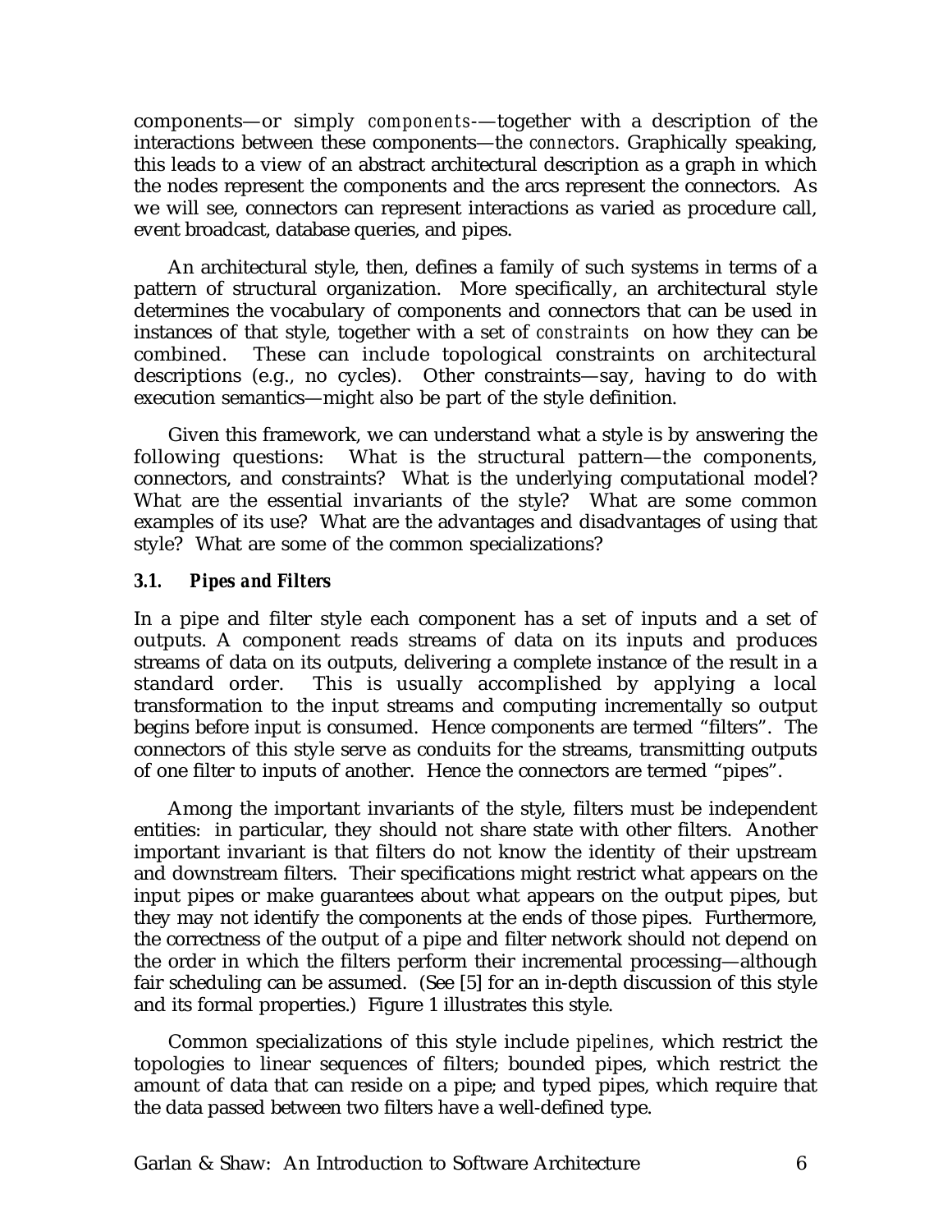components—or simply *components*-—together with a description of the interactions between these components—the *connectors*. Graphically speaking, this leads to a view of an abstract architectural description as a graph in which the nodes represent the components and the arcs represent the connectors. As we will see, connectors can represent interactions as varied as procedure call, event broadcast, database queries, and pipes.

An architectural style, then, defines a family of such systems in terms of a pattern of structural organization. More specifically, an architectural style determines the vocabulary of components and connectors that can be used in instances of that style, together with a set of *constraints* on how they can be combined. These can include topological constraints on architectural descriptions (e.g., no cycles). Other constraints—say, having to do with execution semantics—might also be part of the style definition.

Given this framework, we can understand what a style is by answering the following questions: What is the structural pattern—the components, connectors, and constraints? What is the underlying computational model? What are the essential invariants of the style? What are some common examples of its use? What are the advantages and disadvantages of using that style? What are some of the common specializations?

### 3.1. Pipes and Filters

In a pipe and filter style each component has a set of inputs and a set of outputs. A component reads streams of data on its inputs and produces streams of data on its outputs, delivering a complete instance of the result in a standard order. This is usually accomplished by applying a local transformation to the input streams and computing incrementally so output begins before input is consumed. Hence components are termed "filters". The connectors of this style serve as conduits for the streams, transmitting outputs of one filter to inputs of another. Hence the connectors are termed "pipes".

Among the important invariants of the style, filters must be independent entities: in particular, they should not share state with other filters. Another important invariant is that filters do not know the identity of their upstream and downstream filters. Their specifications might restrict what appears on the input pipes or make guarantees about what appears on the output pipes, but they may not identify the components at the ends of those pipes. Furthermore, the correctness of the output of a pipe and filter network should not depend on the order in which the filters perform their incremental processing—although fair scheduling can be assumed. (See [5] for an in-depth discussion of this style and its formal properties.) Figure 1 illustrates this style.

Common specializations of this style include *pipelines*, which restrict the topologies to linear sequences of filters; bounded pipes, which restrict the amount of data that can reside on a pipe; and typed pipes, which require that the data passed between two filters have a well-defined type.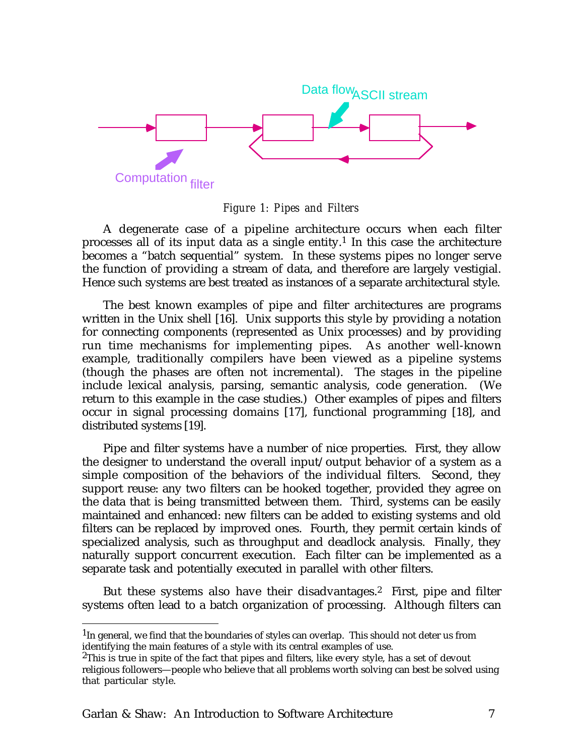Data flow
ASCII stream

Computation
filter

*Figure 1: Pipes and Filters*

A degenerate case of a pipeline architecture occurs when each filter processes all of its input data as a single entity.[1] In this case the architecture becomes a "batch sequential" system. In these systems pipes no longer serve the function of providing a stream of data, and therefore are largely vestigial. Hence such systems are best treated as instances of a separate architectural style.

The best known examples of pipe and filter architectures are programs written in the Unix shell [16]. Unix supports this style by providing a notation for connecting components (represented as Unix processes) and by providing run time mechanisms for implementing pipes. As another well-known example, traditionally compilers have been viewed as a pipeline systems (though the phases are often not incremental). The stages in the pipeline include lexical analysis, parsing, semantic analysis, code generation. (We return to this example in the case studies.) Other examples of pipes and filters occur in signal processing domains [17], functional programming [18], and distributed systems [19].

Pipe and filter systems have a number of nice properties. First, they allow the designer to understand the overall input/output behavior of a system as a simple composition of the behaviors of the individual filters. Second, they support reuse: any two filters can be hooked together, provided they agree on the data that is being transmitted between them. Third, systems can be easily maintained and enhanced: new filters can be added to existing systems and old filters can be replaced by improved ones. Fourth, they permit certain kinds of specialized analysis, such as throughput and deadlock analysis. Finally, they naturally support concurrent execution. Each filter can be implemented as a separate task and potentially executed in parallel with other filters.

But these systems also have their disadvantages.[2] First, pipe and filter systems often lead to a batch organization of processing. Although filters can

---

[1] In general, we find that the boundaries of styles can overlap. This should not deter us from identifying the main features of a style with its central examples of use.

[2] This is true in spite of the fact that pipes and filters, like every style, has a set of devout religious followers—people who believe that all problems worth solving can best be solved using that particular style.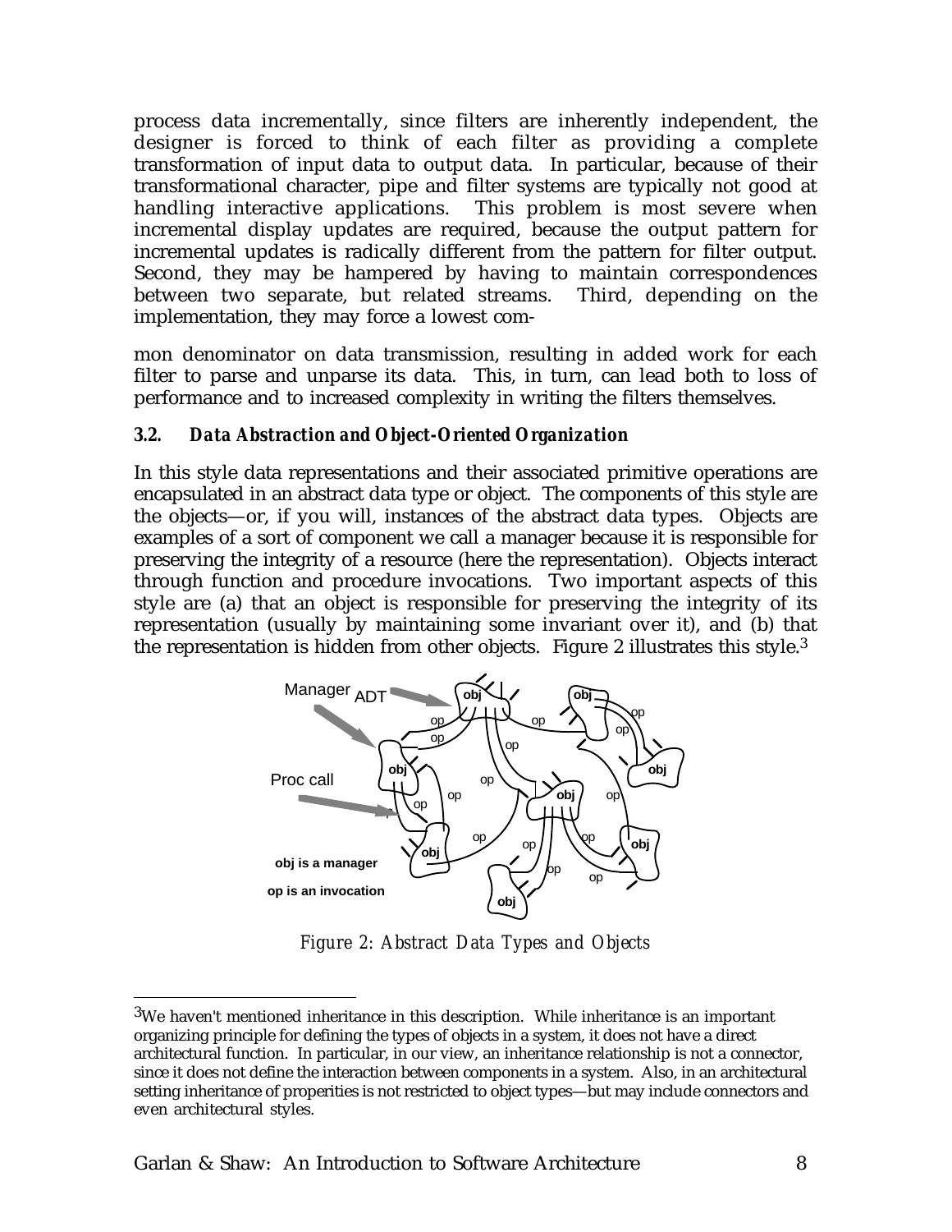process data incrementally, since filters are inherently independent, the designer is forced to think of each filter as providing a complete transformation of input data to output data. In particular, because of their transformational character, pipe and filter systems are typically not good at handling interactive applications. This problem is most severe when incremental display updates are required, because the output pattern for incremental updates is radically different from the pattern for filter output. Second, they may be hampered by having to maintain correspondences between two separate, but related streams. Third, depending on the implementation, they may force a lowest common denominator on data transmission, resulting in added work for each filter to parse and unparse its data. This, in turn, can lead both to loss of performance and to increased complexity in writing the filters themselves.

### 3.2. *Data Abstraction and Object-Oriented Organization*

In this style data representations and their associated primitive operations are encapsulated in an abstract data type or object. The components of this style are the objects—or, if you will, instances of the abstract data types. Objects are examples of a sort of component we call a manager because it is responsible for preserving the integrity of a resource (here the representation). Objects interact through function and procedure invocations. Two important aspects of this style are (a) that an object is responsible for preserving the integrity of its representation (usually by maintaining some invariant over it), and (b) that the representation is hidden from other objects. Figure 2 illustrates this style.[3]

Manager
ADT
Proc call
obj is a manager
op is an invocation

*Figure 2: Abstract Data Types and Objects*

[3]We haven't mentioned inheritance in this description. While inheritance is an important organizing principle for defining the types of objects in a system, it does not have a direct architectural function. In particular, in our view, an inheritance relationship is not a connector, since it does not define the interaction between components in a system. Also, in an architectural setting inheritance of properities is not restricted to object types—but may include connectors and even architectural styles.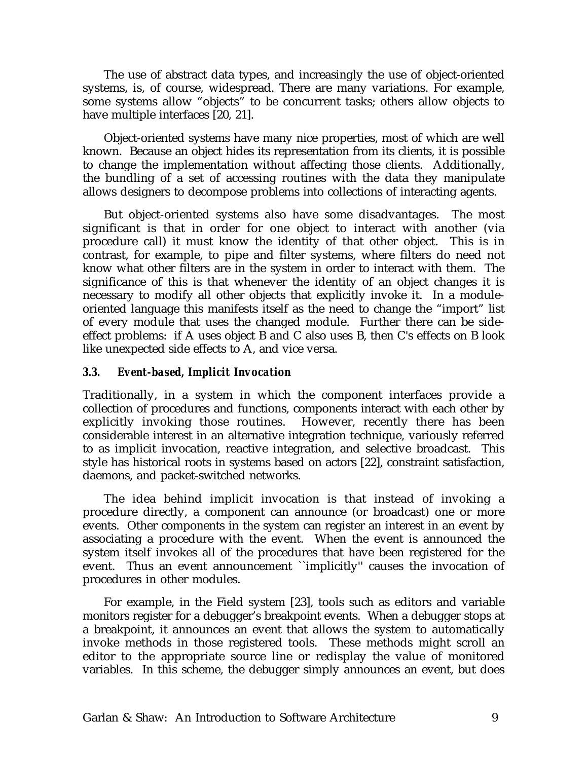The use of abstract data types, and increasingly the use of object-oriented systems, is, of course, widespread. There are many variations. For example, some systems allow "objects" to be concurrent tasks; others allow objects to have multiple interfaces [20, 21].

Object-oriented systems have many nice properties, most of which are well known. Because an object hides its representation from its clients, it is possible to change the implementation without affecting those clients. Additionally, the bundling of a set of accessing routines with the data they manipulate allows designers to decompose problems into collections of interacting agents.

But object-oriented systems also have some disadvantages. The most significant is that in order for one object to interact with another (via procedure call) it must know the identity of that other object. This is in contrast, for example, to pipe and filter systems, where filters do need not know what other filters are in the system in order to interact with them. The significance of this is that whenever the identity of an object changes it is necessary to modify all other objects that explicitly invoke it. In a module-oriented language this manifests itself as the need to change the "import" list of every module that uses the changed module. Further there can be side-effect problems: if A uses object B and C also uses B, then C's effects on B look like unexpected side effects to A, and vice versa.

### 3.3. *Event-based, Implicit Invocation*

Traditionally, in a system in which the component interfaces provide a collection of procedures and functions, components interact with each other by explicitly invoking those routines. However, recently there has been considerable interest in an alternative integration technique, variously referred to as implicit invocation, reactive integration, and selective broadcast. This style has historical roots in systems based on actors [22], constraint satisfaction, daemons, and packet-switched networks.

The idea behind implicit invocation is that instead of invoking a procedure directly, a component can announce (or broadcast) one or more events. Other components in the system can register an interest in an event by associating a procedure with the event. When the event is announced the system itself invokes all of the procedures that have been registered for the event. Thus an event announcement ``implicitly'' causes the invocation of procedures in other modules.

For example, in the Field system [23], tools such as editors and variable monitors register for a debugger's breakpoint events. When a debugger stops at a breakpoint, it announces an event that allows the system to automatically invoke methods in those registered tools. These methods might scroll an editor to the appropriate source line or redisplay the value of monitored variables. In this scheme, the debugger simply announces an event, but does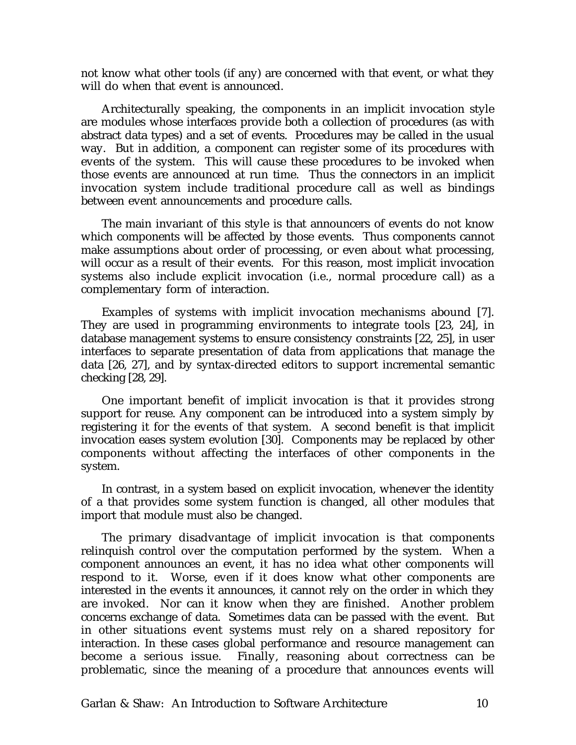not know what other tools (if any) are concerned with that event, or what they will do when that event is announced.

Architecturally speaking, the components in an implicit invocation style are modules whose interfaces provide both a collection of procedures (as with abstract data types) and a set of events. Procedures may be called in the usual way. But in addition, a component can register some of its procedures with events of the system. This will cause these procedures to be invoked when those events are announced at run time. Thus the connectors in an implicit invocation system include traditional procedure call as well as bindings between event announcements and procedure calls.

The main invariant of this style is that announcers of events do not know which components will be affected by those events. Thus components cannot make assumptions about order of processing, or even about what processing, will occur as a result of their events. For this reason, most implicit invocation systems also include explicit invocation (i.e., normal procedure call) as a complementary form of interaction.

Examples of systems with implicit invocation mechanisms abound [7]. They are used in programming environments to integrate tools [23, 24], in database management systems to ensure consistency constraints [22, 25], in user interfaces to separate presentation of data from applications that manage the data [26, 27], and by syntax-directed editors to support incremental semantic checking [28, 29].

One important benefit of implicit invocation is that it provides strong support for reuse. Any component can be introduced into a system simply by registering it for the events of that system. A second benefit is that implicit invocation eases system evolution [30]. Components may be replaced by other components without affecting the interfaces of other components in the system.

In contrast, in a system based on explicit invocation, whenever the identity of a that provides some system function is changed, all other modules that import that module must also be changed.

The primary disadvantage of implicit invocation is that components relinquish control over the computation performed by the system. When a component announces an event, it has no idea what other components will respond to it. Worse, even if it does know what other components are interested in the events it announces, it cannot rely on the order in which they are invoked. Nor can it know when they are finished. Another problem concerns exchange of data. Sometimes data can be passed with the event. But in other situations event systems must rely on a shared repository for interaction. In these cases global performance and resource management can become a serious issue. Finally, reasoning about correctness can be problematic, since the meaning of a procedure that announces events will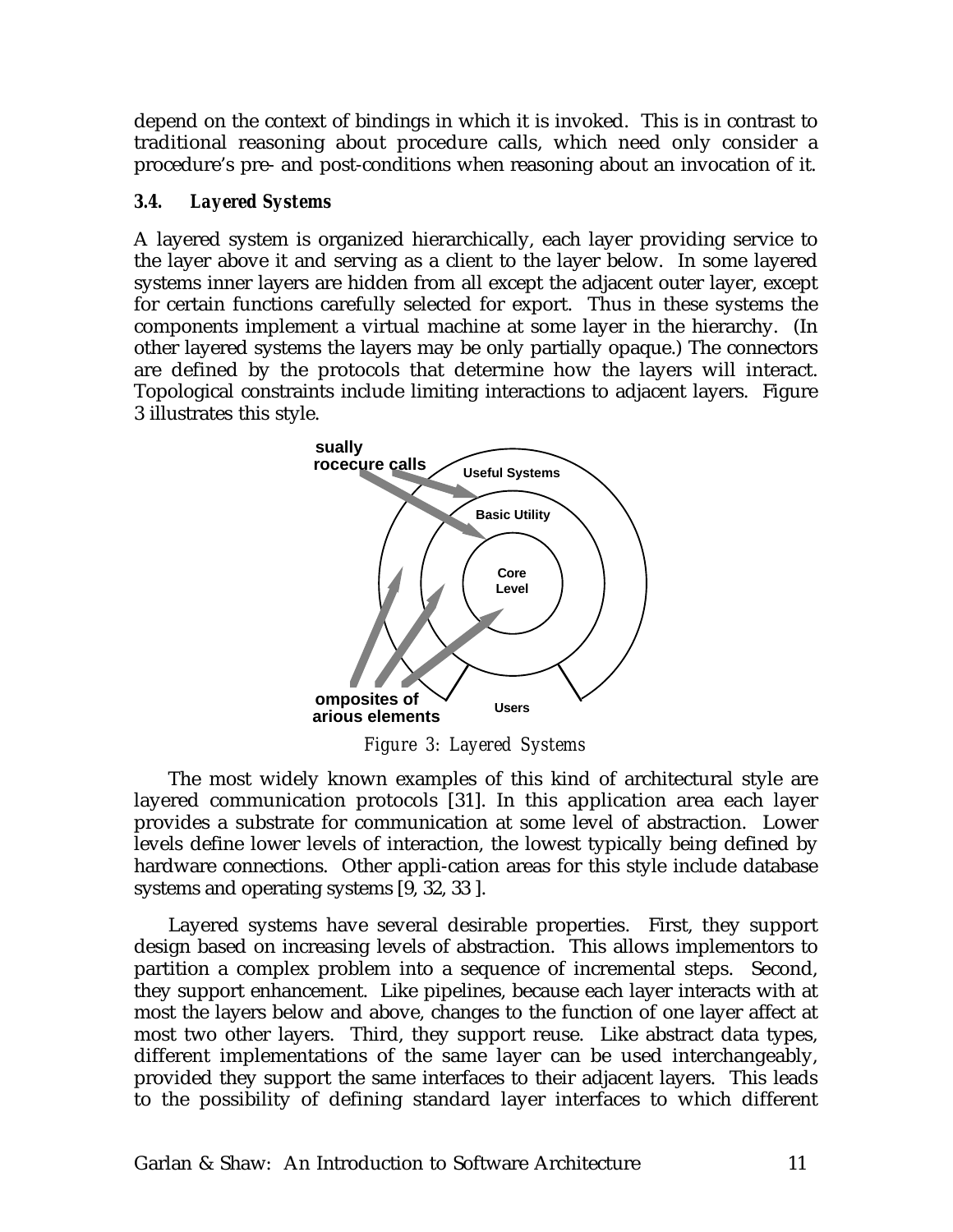depend on the context of bindings in which it is invoked. This is in contrast to traditional reasoning about procedure calls, which need only consider a procedure's pre- and post-conditions when reasoning about an invocation of it.

### 3.4. *Layered Systems*

A layered system is organized hierarchically, each layer providing service to the layer above it and serving as a client to the layer below. In some layered systems inner layers are hidden from all except the adjacent outer layer, except for certain functions carefully selected for export. Thus in these systems the components implement a virtual machine at some layer in the hierarchy. (In other layered systems the layers may be only partially opaque.) The connectors are defined by the protocols that determine how the layers will interact. Topological constraints include limiting interactions to adjacent layers. Figure 3 illustrates this style.

sually
rocecure calls
Useful Systems
Basic Utility
Core
Level
omposites of
arious elements
Users

*Figure 3: Layered Systems*

The most widely known examples of this kind of architectural style are layered communication protocols [31]. In this application area each layer provides a substrate for communication at some level of abstraction. Lower levels define lower levels of interaction, the lowest typically being defined by hardware connections. Other appli-cation areas for this style include database systems and operating systems [9, 32, 33 ].

Layered systems have several desirable properties. First, they support design based on increasing levels of abstraction. This allows implementors to partition a complex problem into a sequence of incremental steps. Second, they support enhancement. Like pipelines, because each layer interacts with at most the layers below and above, changes to the function of one layer affect at most two other layers. Third, they support reuse. Like abstract data types, different implementations of the same layer can be used interchangeably, provided they support the same interfaces to their adjacent layers. This leads to the possibility of defining standard layer interfaces to which different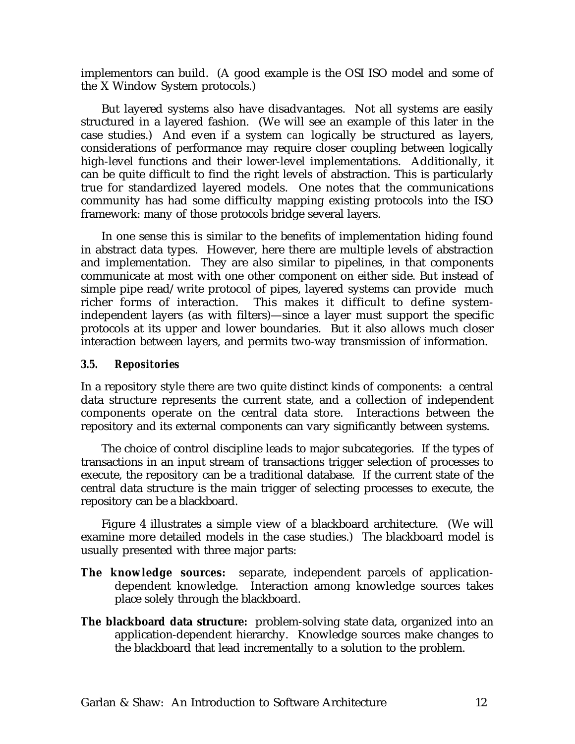implementors can build. (A good example is the OSI ISO model and some of the X Window System protocols.)

But layered systems also have disadvantages. Not all systems are easily structured in a layered fashion. (We will see an example of this later in the case studies.) And even if a system *can* logically be structured as layers, considerations of performance may require closer coupling between logically high-level functions and their lower-level implementations. Additionally, it can be quite difficult to find the right levels of abstraction. This is particularly true for standardized layered models. One notes that the communications community has had some difficulty mapping existing protocols into the ISO framework: many of those protocols bridge several layers.

In one sense this is similar to the benefits of implementation hiding found in abstract data types. However, here there are multiple levels of abstraction and implementation. They are also similar to pipelines, in that components communicate at most with one other component on either side. But instead of simple pipe read/write protocol of pipes, layered systems can provide much richer forms of interaction. This makes it difficult to define system-independent layers (as with filters)—since a layer must support the specific protocols at its upper and lower boundaries. But it also allows much closer interaction between layers, and permits two-way transmission of information.

### 3.5. Repositories

In a repository style there are two quite distinct kinds of components: a central data structure represents the current state, and a collection of independent components operate on the central data store. Interactions between the repository and its external components can vary significantly between systems.

The choice of control discipline leads to major subcategories. If the types of transactions in an input stream of transactions trigger selection of processes to execute, the repository can be a traditional database. If the current state of the central data structure is the main trigger of selecting processes to execute, the repository can be a blackboard.

Figure 4 illustrates a simple view of a blackboard architecture. (We will examine more detailed models in the case studies.) The blackboard model is usually presented with three major parts:

**The knowledge sources:** separate, independent parcels of application-dependent knowledge. Interaction among knowledge sources takes place solely through the blackboard.

**The blackboard data structure:** problem-solving state data, organized into an application-dependent hierarchy. Knowledge sources make changes to the blackboard that lead incrementally to a solution to the problem.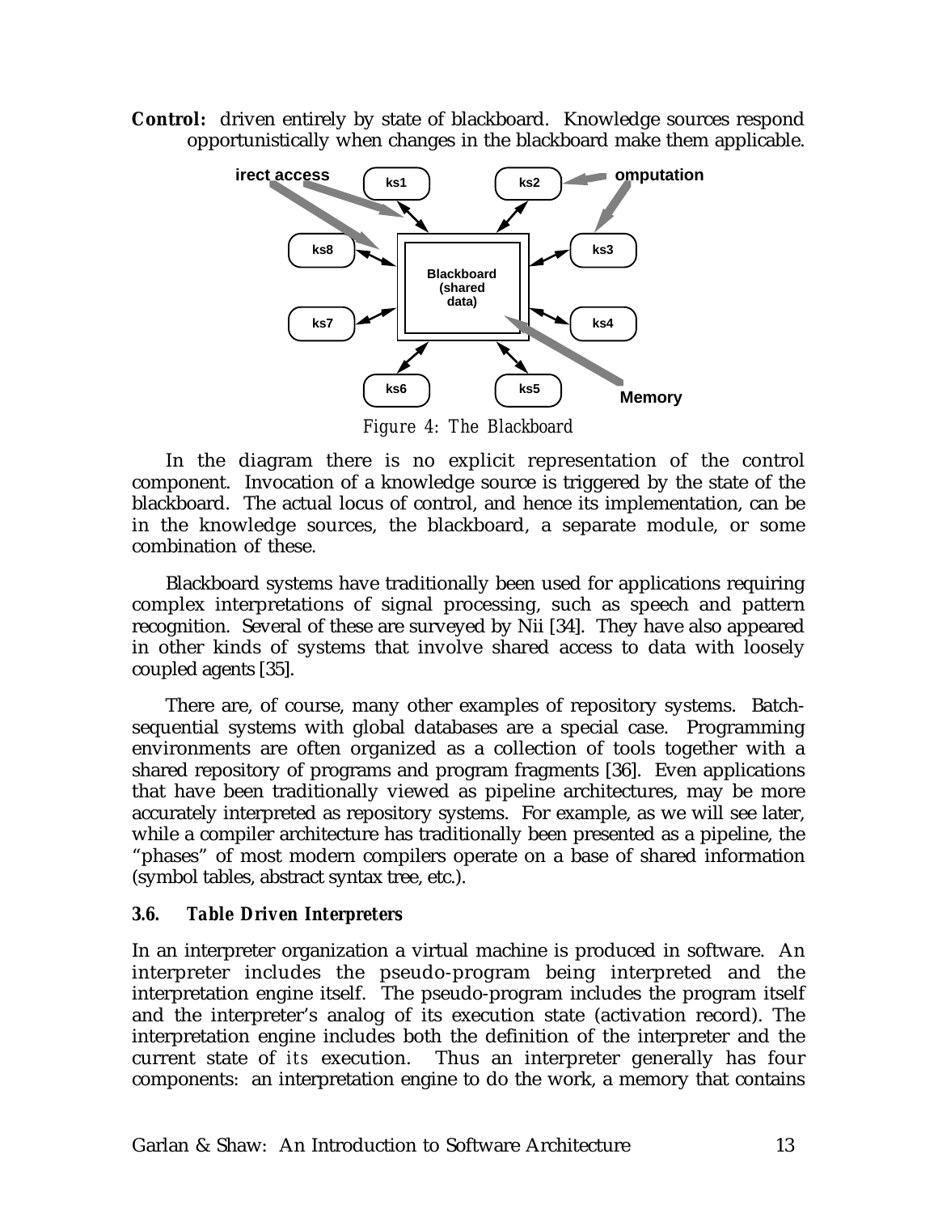**Control:** driven entirely by state of blackboard. Knowledge sources respond opportunistically when changes in the blackboard make them applicable.

irect access

ks1

ks2

omputation

ks8

Blackboard (shared data)

ks3

ks7

ks4

ks6

ks5

Memory

*Figure 4: The Blackboard*

In the diagram there is no explicit representation of the control component. Invocation of a knowledge source is triggered by the state of the blackboard. The actual locus of control, and hence its implementation, can be in the knowledge sources, the blackboard, a separate module, or some combination of these.

Blackboard systems have traditionally been used for applications requiring complex interpretations of signal processing, such as speech and pattern recognition. Several of these are surveyed by Nii [34]. They have also appeared in other kinds of systems that involve shared access to data with loosely coupled agents [35].

There are, of course, many other examples of repository systems. Batch-sequential systems with global databases are a special case. Programming environments are often organized as a collection of tools together with a shared repository of programs and program fragments [36]. Even applications that have been traditionally viewed as pipeline architectures, may be more accurately interpreted as repository systems. For example, as we will see later, while a compiler architecture has traditionally been presented as a pipeline, the "phases" of most modern compilers operate on a base of shared information (symbol tables, abstract syntax tree, etc.).

### 3.6. Table Driven Interpreters

In an interpreter organization a virtual machine is produced in software. An interpreter includes the pseudo-program being interpreted and the interpretation engine itself. The pseudo-program includes the program itself and the interpreter's analog of its execution state (activation record). The interpretation engine includes both the definition of the interpreter and the current state of *its* execution. Thus an interpreter generally has four components: an interpretation engine to do the work, a memory that contains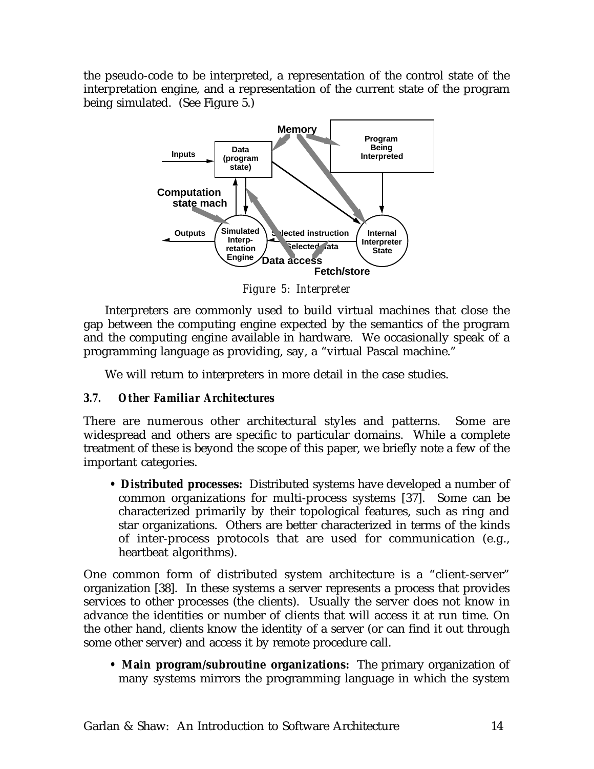the pseudo-code to be interpreted, a representation of the control state of the interpretation engine, and a representation of the current state of the program being simulated. (See Figure 5.)

Memory
Program Being Interpreted
Data (program state)
Inputs
Computation state mach
Outputs
Simulated Interp-retation Engine
Selected instruction
Selected data
Internal Interpreter State
Data access
Fetch/store

*Figure 5: Interpreter*

Interpreters are commonly used to build virtual machines that close the gap between the computing engine expected by the semantics of the program and the computing engine available in hardware. We occasionally speak of a programming language as providing, say, a "virtual Pascal machine."

We will return to interpreters in more detail in the case studies.

### 3.7. *Other Familiar Architectures*

There are numerous other architectural styles and patterns. Some are widespread and others are specific to particular domains. While a complete treatment of these is beyond the scope of this paper, we briefly note a few of the important categories.

- **Distributed processes:** Distributed systems have developed a number of common organizations for multi-process systems [37]. Some can be characterized primarily by their topological features, such as ring and star organizations. Others are better characterized in terms of the kinds of inter-process protocols that are used for communication (e.g., heartbeat algorithms).

One common form of distributed system architecture is a "client-server" organization [38]. In these systems a server represents a process that provides services to other processes (the clients). Usually the server does not know in advance the identities or number of clients that will access it at run time. On the other hand, clients know the identity of a server (or can find it out through some other server) and access it by remote procedure call.

- **Main program/subroutine organizations:** The primary organization of many systems mirrors the programming language in which the system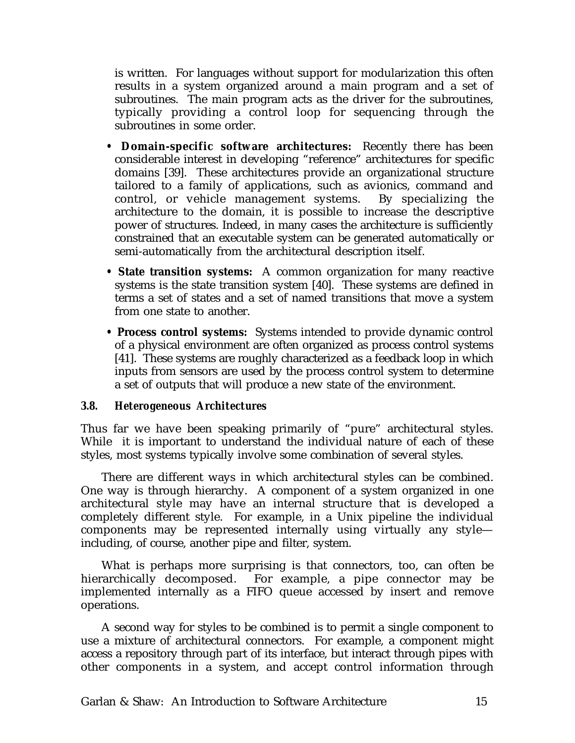is written. For languages without support for modularization this often results in a system organized around a main program and a set of subroutines. The main program acts as the driver for the subroutines, typically providing a control loop for sequencing through the subroutines in some order.

- **Domain-specific software architectures:** Recently there has been considerable interest in developing "reference" architectures for specific domains [39]. These architectures provide an organizational structure tailored to a family of applications, such as avionics, command and control, or vehicle management systems. By specializing the architecture to the domain, it is possible to increase the descriptive power of structures. Indeed, in many cases the architecture is sufficiently constrained that an executable system can be generated automatically or semi-automatically from the architectural description itself.

- **State transition systems:** A common organization for many reactive systems is the state transition system [40]. These systems are defined in terms a set of states and a set of named transitions that move a system from one state to another.

- **Process control systems:** Systems intended to provide dynamic control of a physical environment are often organized as process control systems [41]. These systems are roughly characterized as a feedback loop in which inputs from sensors are used by the process control system to determine a set of outputs that will produce a new state of the environment.

### 3.8. Heterogeneous Architectures

Thus far we have been speaking primarily of "pure" architectural styles. While it is important to understand the individual nature of each of these styles, most systems typically involve some combination of several styles.

There are different ways in which architectural styles can be combined. One way is through hierarchy. A component of a system organized in one architectural style may have an internal structure that is developed a completely different style. For example, in a Unix pipeline the individual components may be represented internally using virtually any style—including, of course, another pipe and filter, system.

What is perhaps more surprising is that connectors, too, can often be hierarchically decomposed. For example, a pipe connector may be implemented internally as a FIFO queue accessed by insert and remove operations.

A second way for styles to be combined is to permit a single component to use a mixture of architectural connectors. For example, a component might access a repository through part of its interface, but interact through pipes with other components in a system, and accept control information through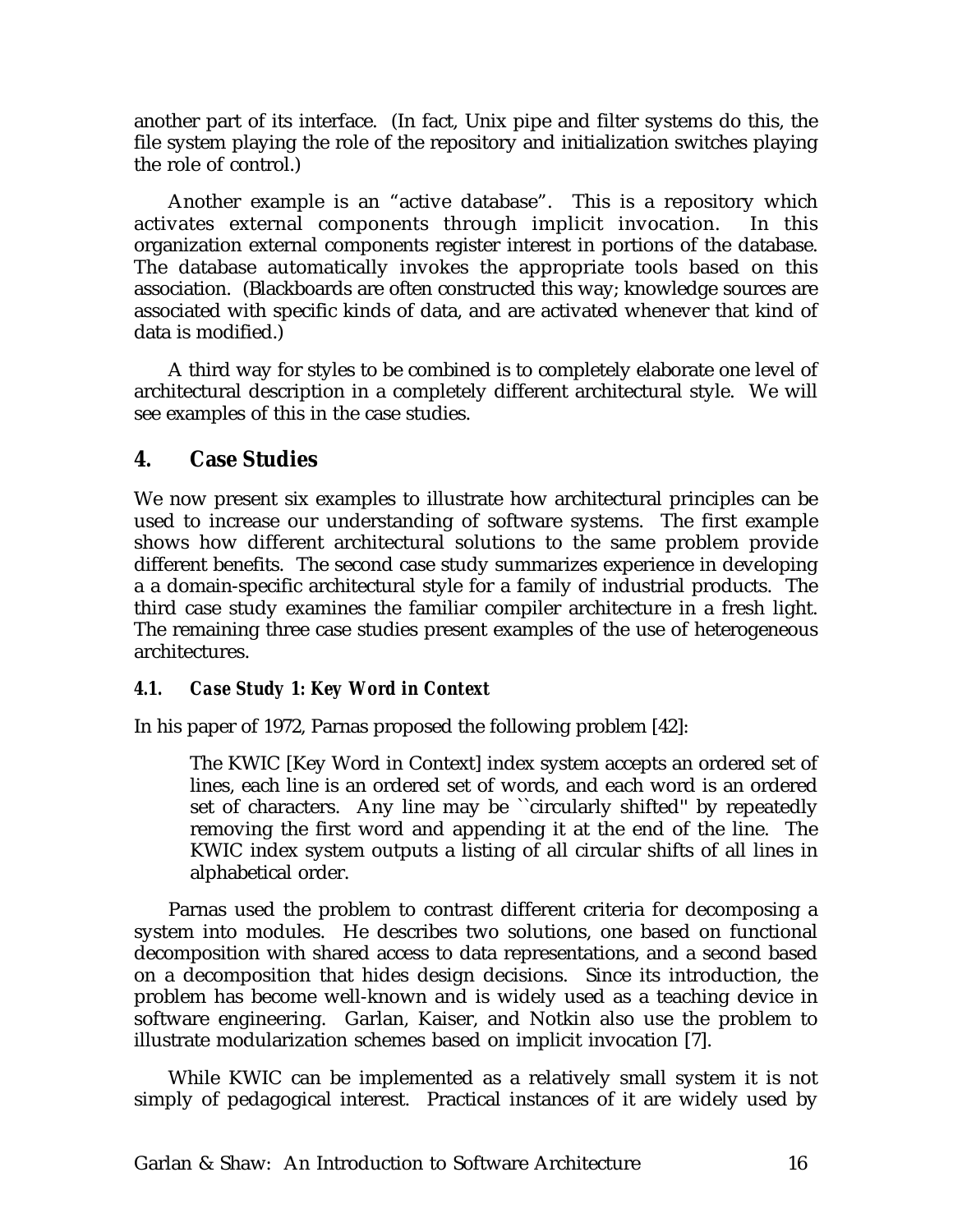another part of its interface. (In fact, Unix pipe and filter systems do this, the file system playing the role of the repository and initialization switches playing the role of control.)

Another example is an “active database”. This is a repository which activates external components through implicit invocation. In this organization external components register interest in portions of the database. The database automatically invokes the appropriate tools based on this association. (Blackboards are often constructed this way; knowledge sources are associated with specific kinds of data, and are activated whenever that kind of data is modified.)

A third way for styles to be combined is to completely elaborate one level of architectural description in a completely different architectural style. We will see examples of this in the case studies.

## 4. Case Studies

We now present six examples to illustrate how architectural principles can be used to increase our understanding of software systems. The first example shows how different architectural solutions to the same problem provide different benefits. The second case study summarizes experience in developing a a domain-specific architectural style for a family of industrial products. The third case study examines the familiar compiler architecture in a fresh light. The remaining three case studies present examples of the use of heterogeneous architectures.

### *4.1. Case Study 1: Key Word in Context*

In his paper of 1972, Parnas proposed the following problem [42]:

> The KWIC [Key Word in Context] index system accepts an ordered set of lines, each line is an ordered set of words, and each word is an ordered set of characters. Any line may be ``circularly shifted'' by repeatedly removing the first word and appending it at the end of the line. The KWIC index system outputs a listing of all circular shifts of all lines in alphabetical order.

Parnas used the problem to contrast different criteria for decomposing a system into modules. He describes two solutions, one based on functional decomposition with shared access to data representations, and a second based on a decomposition that hides design decisions. Since its introduction, the problem has become well-known and is widely used as a teaching device in software engineering. Garlan, Kaiser, and Notkin also use the problem to illustrate modularization schemes based on implicit invocation [7].

While KWIC can be implemented as a relatively small system it is not simply of pedagogical interest. Practical instances of it are widely used by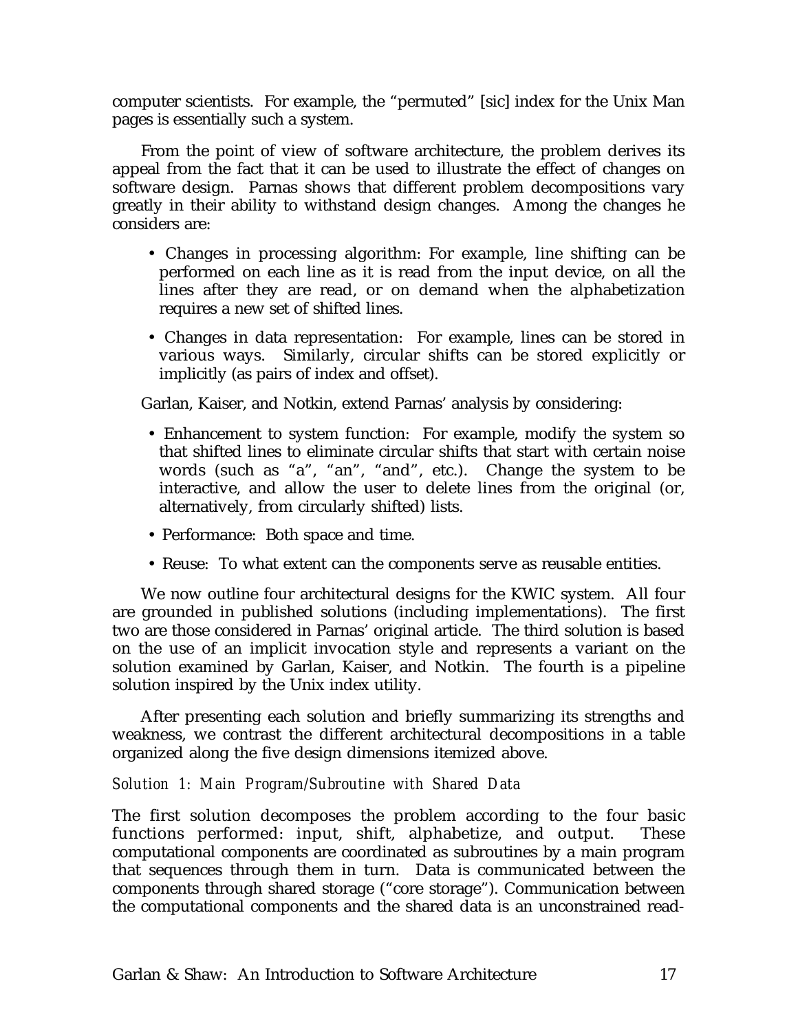computer scientists. For example, the "permuted" [sic] index for the Unix Man pages is essentially such a system.

From the point of view of software architecture, the problem derives its appeal from the fact that it can be used to illustrate the effect of changes on software design. Parnas shows that different problem decompositions vary greatly in their ability to withstand design changes. Among the changes he considers are:

- Changes in processing algorithm: For example, line shifting can be performed on each line as it is read from the input device, on all the lines after they are read, or on demand when the alphabetization requires a new set of shifted lines.
- Changes in data representation: For example, lines can be stored in various ways. Similarly, circular shifts can be stored explicitly or implicitly (as pairs of index and offset).

Garlan, Kaiser, and Notkin, extend Parnas' analysis by considering:

- Enhancement to system function: For example, modify the system so that shifted lines to eliminate circular shifts that start with certain noise words (such as "a", "an", "and", etc.). Change the system to be interactive, and allow the user to delete lines from the original (or, alternatively, from circularly shifted) lists.
- Performance: Both space and time.
- Reuse: To what extent can the components serve as reusable entities.

We now outline four architectural designs for the KWIC system. All four are grounded in published solutions (including implementations). The first two are those considered in Parnas' original article. The third solution is based on the use of an implicit invocation style and represents a variant on the solution examined by Garlan, Kaiser, and Notkin. The fourth is a pipeline solution inspired by the Unix index utility.

After presenting each solution and briefly summarizing its strengths and weakness, we contrast the different architectural decompositions in a table organized along the five design dimensions itemized above.

*Solution 1: Main Program/Subroutine with Shared Data*

The first solution decomposes the problem according to the four basic functions performed: input, shift, alphabetize, and output. These computational components are coordinated as subroutines by a main program that sequences through them in turn. Data is communicated between the components through shared storage ("core storage"). Communication between the computational components and the shared data is an unconstrained read-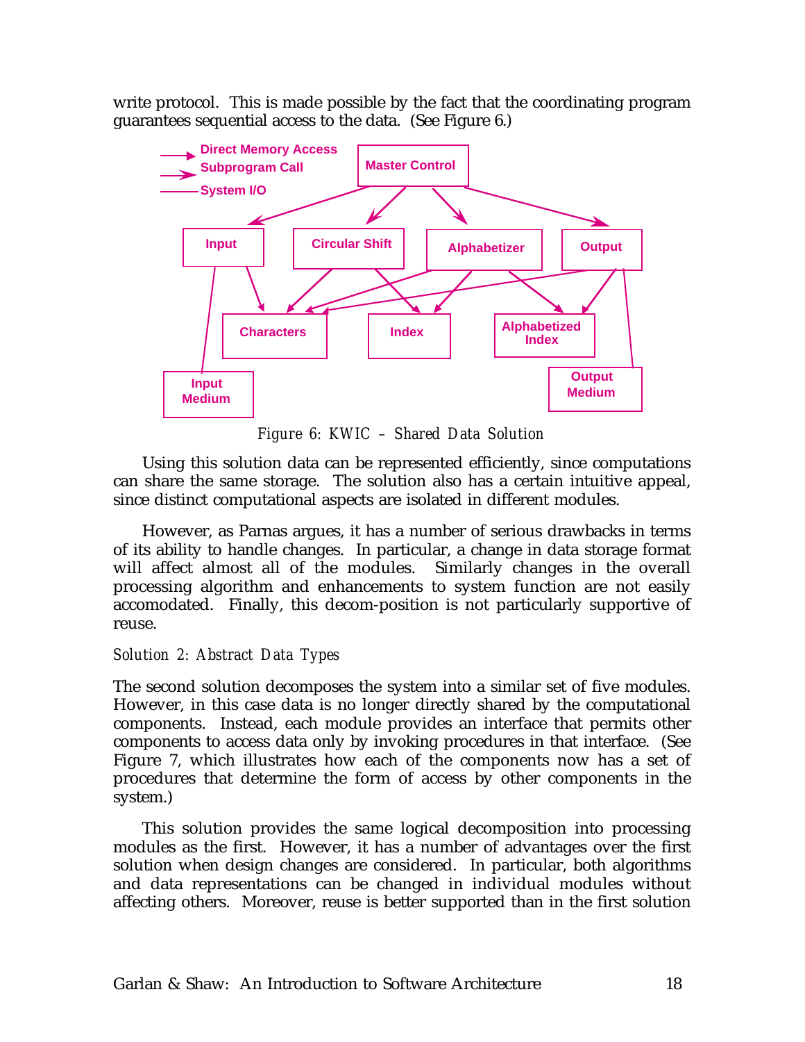write protocol. This is made possible by the fact that the coordinating program guarantees sequential access to the data. (See Figure 6.)

Direct Memory Access
Subprogram Call
System I/O
Master Control
Input
Circular Shift
Alphabetizer
Output
Characters
Index
Alphabetized Index
Input Medium
Output Medium

*Figure 6: KWIC – Shared Data Solution*

Using this solution data can be represented efficiently, since computations can share the same storage. The solution also has a certain intuitive appeal, since distinct computational aspects are isolated in different modules.

However, as Parnas argues, it has a number of serious drawbacks in terms of its ability to handle changes. In particular, a change in data storage format will affect almost all of the modules. Similarly changes in the overall processing algorithm and enhancements to system function are not easily accomodated. Finally, this decom-position is not particularly supportive of reuse.

*Solution 2: Abstract Data Types*

The second solution decomposes the system into a similar set of five modules. However, in this case data is no longer directly shared by the computational components. Instead, each module provides an interface that permits other components to access data only by invoking procedures in that interface. (See Figure 7, which illustrates how each of the components now has a set of procedures that determine the form of access by other components in the system.)

This solution provides the same logical decomposition into processing modules as the first. However, it has a number of advantages over the first solution when design changes are considered. In particular, both algorithms and data representations can be changed in individual modules without affecting others. Moreover, reuse is better supported than in the first solution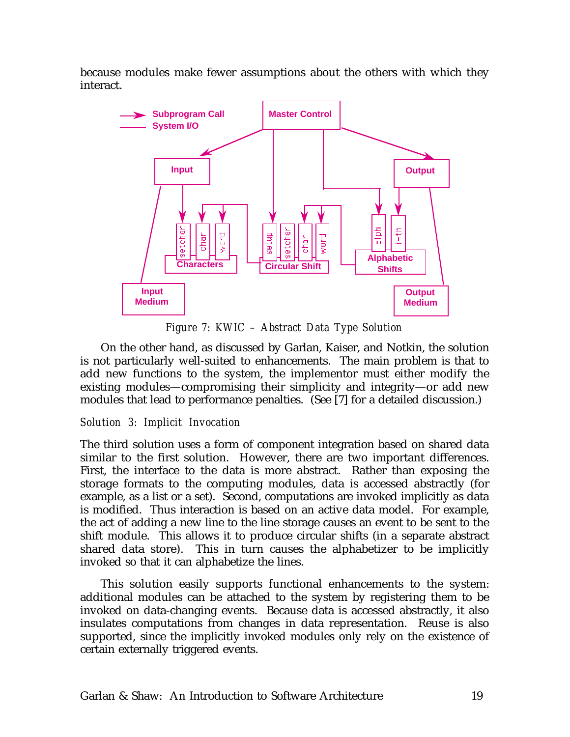because modules make fewer assumptions about the others with which they interact.

Subprogram Call
System I/O
Master Control
Input
Output
setchar
char
word
Characters
setup
setchar
char
word
Circular Shift
alph
i-th
Alphabetic Shifts
Input Medium
Output Medium

*Figure 7: KWIC – Abstract Data Type Solution*

On the other hand, as discussed by Garlan, Kaiser, and Notkin, the solution is not particularly well-suited to enhancements. The main problem is that to add new functions to the system, the implementor must either modify the existing modules—compromising their simplicity and integrity—or add new modules that lead to performance penalties. (See [7] for a detailed discussion.)

*Solution 3: Implicit Invocation*

The third solution uses a form of component integration based on shared data similar to the first solution. However, there are two important differences. First, the interface to the data is more abstract. Rather than exposing the storage formats to the computing modules, data is accessed abstractly (for example, as a list or a set). Second, computations are invoked implicitly as data is modified. Thus interaction is based on an active data model. For example, the act of adding a new line to the line storage causes an event to be sent to the shift module. This allows it to produce circular shifts (in a separate abstract shared data store). This in turn causes the alphabetizer to be implicitly invoked so that it can alphabetize the lines.

This solution easily supports functional enhancements to the system: additional modules can be attached to the system by registering them to be invoked on data-changing events. Because data is accessed abstractly, it also insulates computations from changes in data representation. Reuse is also supported, since the implicitly invoked modules only rely on the existence of certain externally triggered events.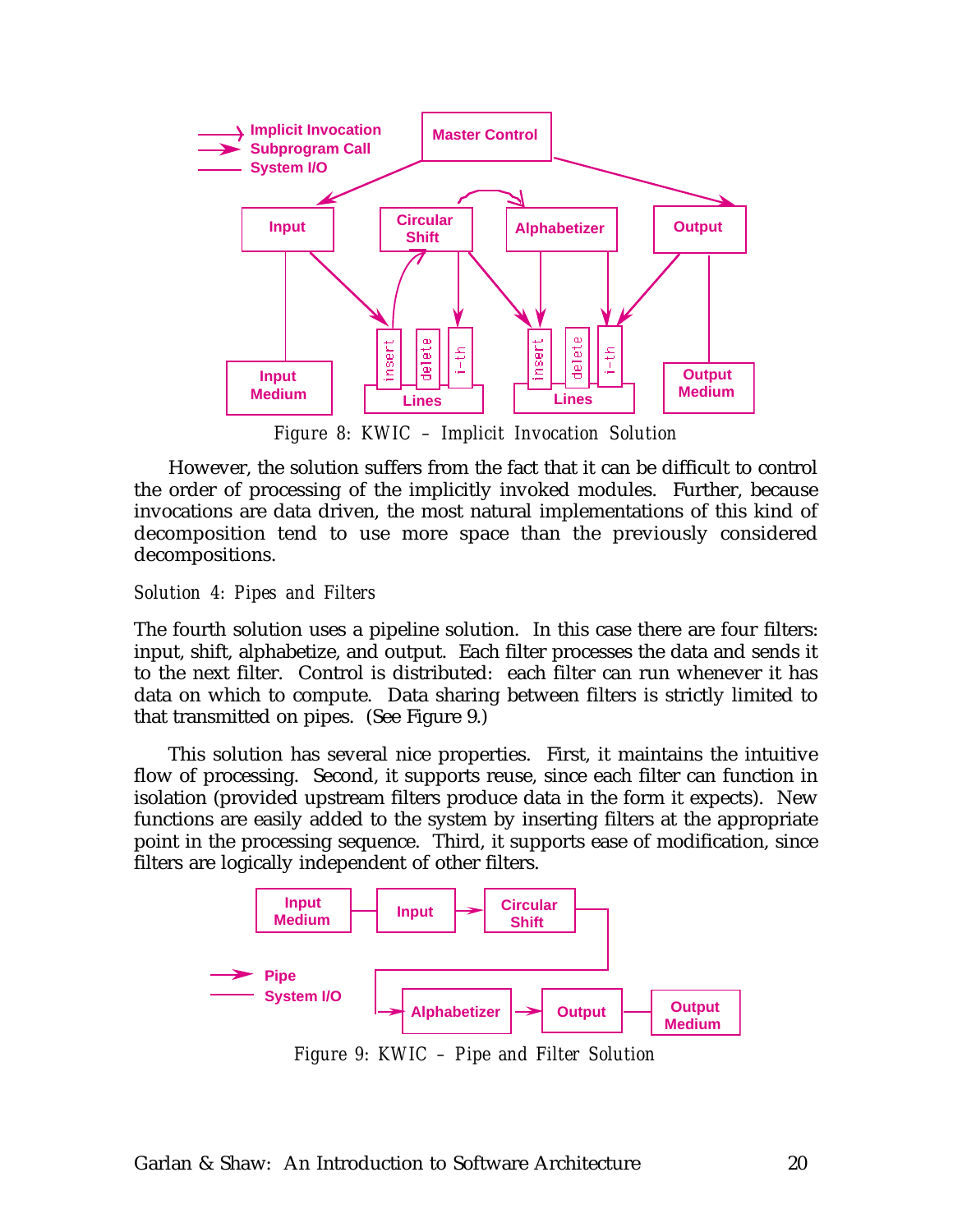Implicit Invocation
Subprogram Call
System I/O
Master Control
Input
Circular Shift
Alphabetizer
Output
insert
delete
i-th
Lines
insert
delete
i-th
Lines
Input Medium
Output Medium

Figure 8: KWIC – Implicit Invocation Solution

However, the solution suffers from the fact that it can be difficult to control the order of processing of the implicitly invoked modules. Further, because invocations are data driven, the most natural implementations of this kind of decomposition tend to use more space than the previously considered decompositions.

*Solution 4: Pipes and Filters*

The fourth solution uses a pipeline solution. In this case there are four filters: input, shift, alphabetize, and output. Each filter processes the data and sends it to the next filter. Control is distributed: each filter can run whenever it has data on which to compute. Data sharing between filters is strictly limited to that transmitted on pipes. (See Figure 9.)

This solution has several nice properties. First, it maintains the intuitive flow of processing. Second, it supports reuse, since each filter can function in isolation (provided upstream filters produce data in the form it expects). New functions are easily added to the system by inserting filters at the appropriate point in the processing sequence. Third, it supports ease of modification, since filters are logically independent of other filters.

Input Medium
Input
Circular Shift
Pipe
System I/O
Alphabetizer
Output
Output Medium

Figure 9: KWIC – Pipe and Filter Solution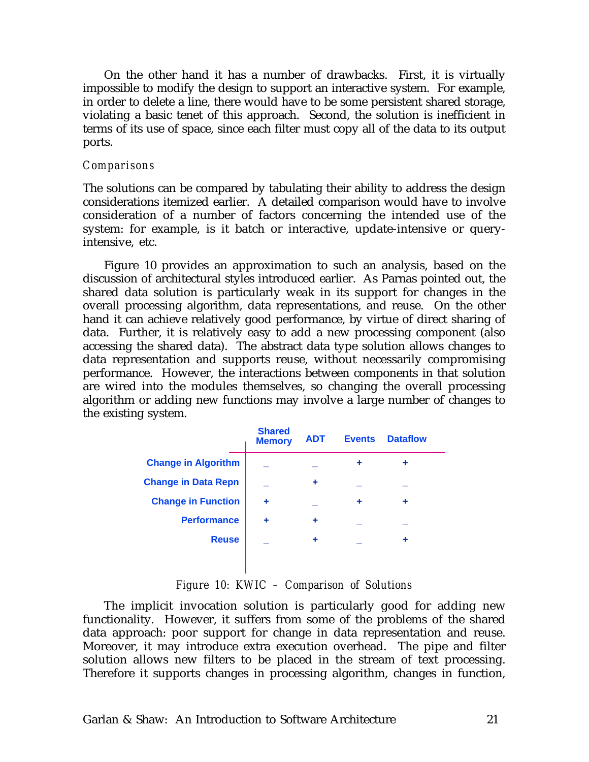On the other hand it has a number of drawbacks. First, it is virtually impossible to modify the design to support an interactive system. For example, in order to delete a line, there would have to be some persistent shared storage, violating a basic tenet of this approach. Second, the solution is inefficient in terms of its use of space, since each filter must copy all of the data to its output ports.

*Comparisons*

The solutions can be compared by tabulating their ability to address the design considerations itemized earlier. A detailed comparison would have to involve consideration of a number of factors concerning the intended use of the system: for example, is it batch or interactive, update-intensive or query-intensive, etc.

Figure 10 provides an approximation to such an analysis, based on the discussion of architectural styles introduced earlier. As Parnas pointed out, the shared data solution is particularly weak in its support for changes in the overall processing algorithm, data representations, and reuse. On the other hand it can achieve relatively good performance, by virtue of direct sharing of data. Further, it is relatively easy to add a new processing component (also accessing the shared data). The abstract data type solution allows changes to data representation and supports reuse, without necessarily compromising performance. However, the interactions between components in that solution are wired into the modules themselves, so changing the overall processing algorithm or adding new functions may involve a large number of changes to the existing system.

| | Shared Memory | ADT | Events | Dataflow |
|---|---|---|---|---|
| Change in Algorithm | _ | _ | + | + |
| Change in Data Repn | _ | + | _ | _ |
| Change in Function | + | _ | + | + |
| Performance | + | + | _ | _ |
| Reuse | _ | + | _ | + |

*Figure 10: KWIC – Comparison of Solutions*

The implicit invocation solution is particularly good for adding new functionality. However, it suffers from some of the problems of the shared data approach: poor support for change in data representation and reuse. Moreover, it may introduce extra execution overhead. The pipe and filter solution allows new filters to be placed in the stream of text processing. Therefore it supports changes in processing algorithm, changes in function,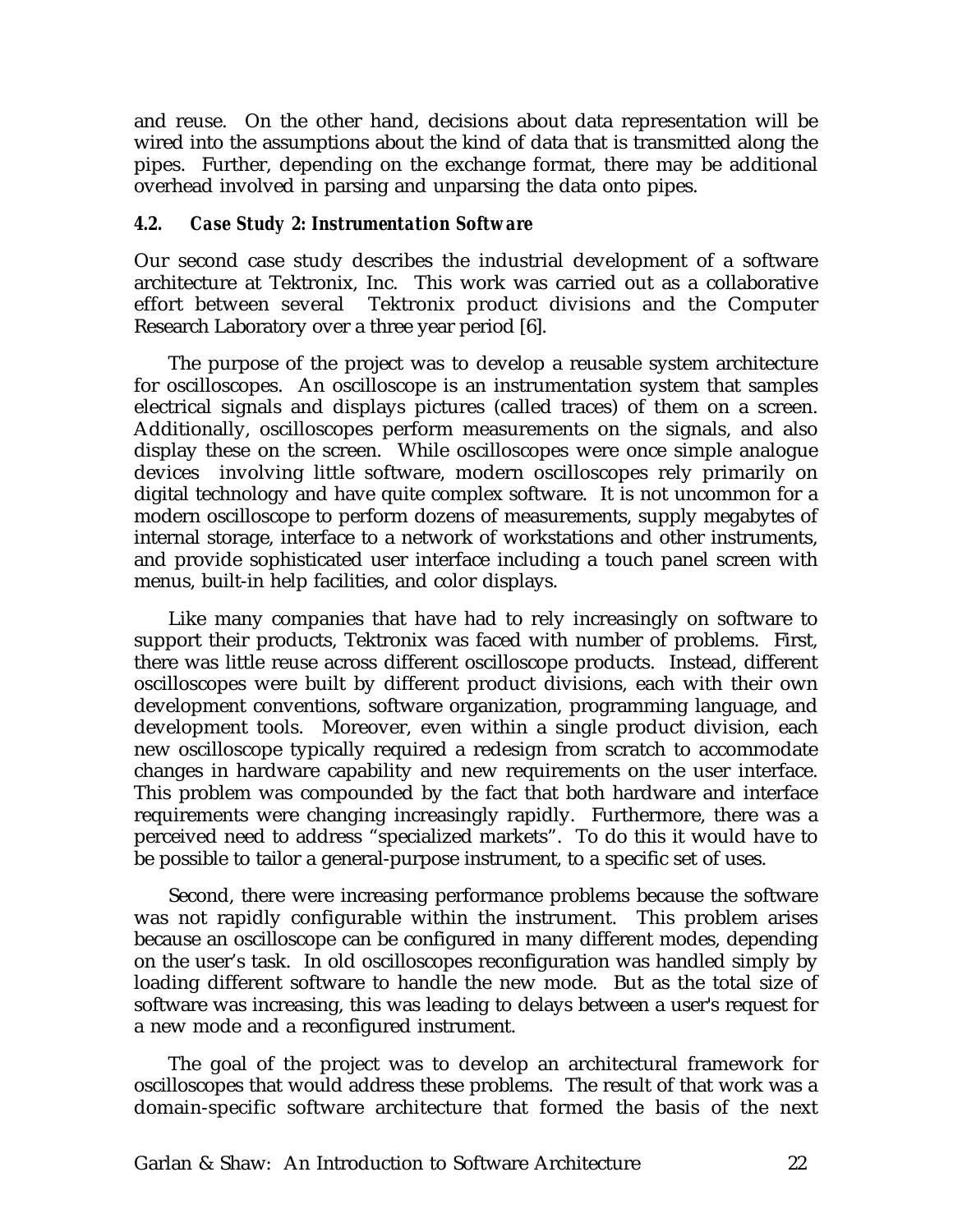and reuse. On the other hand, decisions about data representation will be wired into the assumptions about the kind of data that is transmitted along the pipes. Further, depending on the exchange format, there may be additional overhead involved in parsing and unparsing the data onto pipes.

### 4.2. *Case Study 2: Instrumentation Software*

Our second case study describes the industrial development of a software architecture at Tektronix, Inc. This work was carried out as a collaborative effort between several Tektronix product divisions and the Computer Research Laboratory over a three year period [6].

The purpose of the project was to develop a reusable system architecture for oscilloscopes. An oscilloscope is an instrumentation system that samples electrical signals and displays pictures (called traces) of them on a screen. Additionally, oscilloscopes perform measurements on the signals, and also display these on the screen. While oscilloscopes were once simple analogue devices involving little software, modern oscilloscopes rely primarily on digital technology and have quite complex software. It is not uncommon for a modern oscilloscope to perform dozens of measurements, supply megabytes of internal storage, interface to a network of workstations and other instruments, and provide sophisticated user interface including a touch panel screen with menus, built-in help facilities, and color displays.

Like many companies that have had to rely increasingly on software to support their products, Tektronix was faced with number of problems. First, there was little reuse across different oscilloscope products. Instead, different oscilloscopes were built by different product divisions, each with their own development conventions, software organization, programming language, and development tools. Moreover, even within a single product division, each new oscilloscope typically required a redesign from scratch to accommodate changes in hardware capability and new requirements on the user interface. This problem was compounded by the fact that both hardware and interface requirements were changing increasingly rapidly. Furthermore, there was a perceived need to address "specialized markets". To do this it would have to be possible to tailor a general-purpose instrument, to a specific set of uses.

Second, there were increasing performance problems because the software was not rapidly configurable within the instrument. This problem arises because an oscilloscope can be configured in many different modes, depending on the user's task. In old oscilloscopes reconfiguration was handled simply by loading different software to handle the new mode. But as the total size of software was increasing, this was leading to delays between a user's request for a new mode and a reconfigured instrument.

The goal of the project was to develop an architectural framework for oscilloscopes that would address these problems. The result of that work was a domain-specific software architecture that formed the basis of the next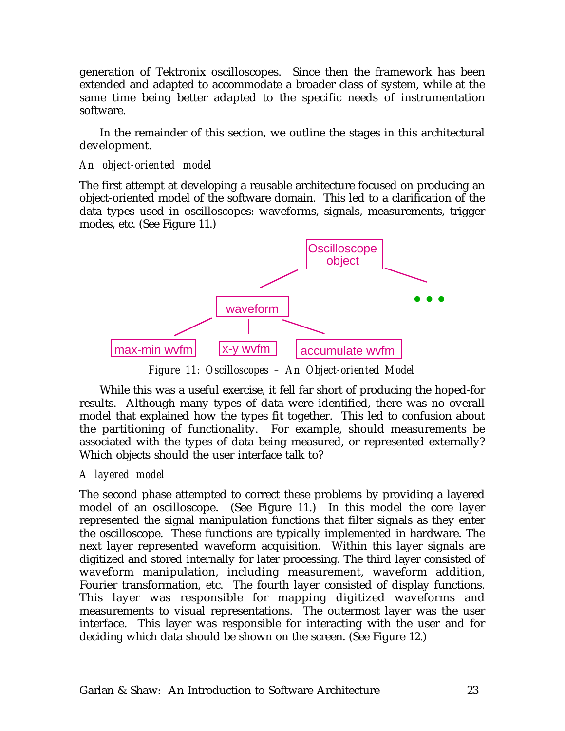generation of Tektronix oscilloscopes. Since then the framework has been extended and adapted to accommodate a broader class of system, while at the same time being better adapted to the specific needs of instrumentation software.

In the remainder of this section, we outline the stages in this architectural development.

*An object-oriented model*

The first attempt at developing a reusable architecture focused on producing an object-oriented model of the software domain. This led to a clarification of the data types used in oscilloscopes: waveforms, signals, measurements, trigger modes, etc. (See Figure 11.)

Oscilloscope object

waveform

• • •

max-min wvfm

x-y wvfm

accumulate wvfm

*Figure 11: Oscilloscopes – An Object-oriented Model*

While this was a useful exercise, it fell far short of producing the hoped-for results. Although many types of data were identified, there was no overall model that explained how the types fit together. This led to confusion about the partitioning of functionality. For example, should measurements be associated with the types of data being measured, or represented externally? Which objects should the user interface talk to?

*A layered model*

The second phase attempted to correct these problems by providing a layered model of an oscilloscope. (See Figure 11.) In this model the core layer represented the signal manipulation functions that filter signals as they enter the oscilloscope. These functions are typically implemented in hardware. The next layer represented waveform acquisition. Within this layer signals are digitized and stored internally for later processing. The third layer consisted of waveform manipulation, including measurement, waveform addition, Fourier transformation, etc. The fourth layer consisted of display functions. This layer was responsible for mapping digitized waveforms and measurements to visual representations. The outermost layer was the user interface. This layer was responsible for interacting with the user and for deciding which data should be shown on the screen. (See Figure 12.)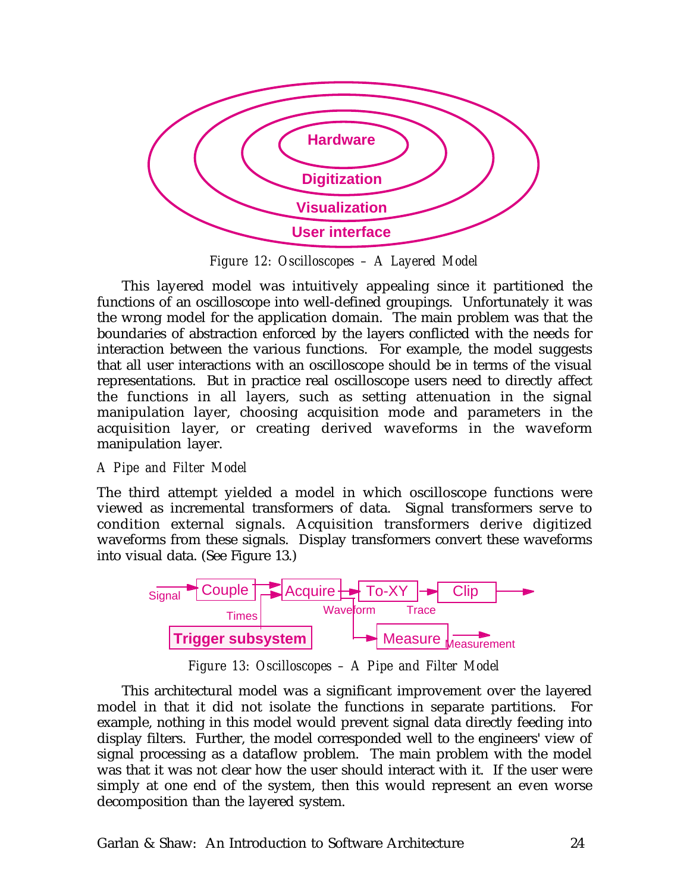Hardware

Digitization

Visualization

User interface

*Figure 12: Oscilloscopes – A Layered Model*

This layered model was intuitively appealing since it partitioned the functions of an oscilloscope into well-defined groupings. Unfortunately it was the wrong model for the application domain. The main problem was that the boundaries of abstraction enforced by the layers conflicted with the needs for interaction between the various functions. For example, the model suggests that all user interactions with an oscilloscope should be in terms of the visual representations. But in practice real oscilloscope users need to directly affect the functions in all layers, such as setting attenuation in the signal manipulation layer, choosing acquisition mode and parameters in the acquisition layer, or creating derived waveforms in the waveform manipulation layer.

*A Pipe and Filter Model*

The third attempt yielded a model in which oscilloscope functions were viewed as incremental transformers of data. Signal transformers serve to condition external signals. Acquisition transformers derive digitized waveforms from these signals. Display transformers convert these waveforms into visual data. (See Figure 13.)

Signal

Couple

Acquire

To-XY

Clip

Times

Waveform

Trace

Trigger subsystem

Measure

Measurement

*Figure 13: Oscilloscopes – A Pipe and Filter Model*

This architectural model was a significant improvement over the layered model in that it did not isolate the functions in separate partitions. For example, nothing in this model would prevent signal data directly feeding into display filters. Further, the model corresponded well to the engineers' view of signal processing as a dataflow problem. The main problem with the model was that it was not clear how the user should interact with it. If the user were simply at one end of the system, then this would represent an even worse decomposition than the layered system.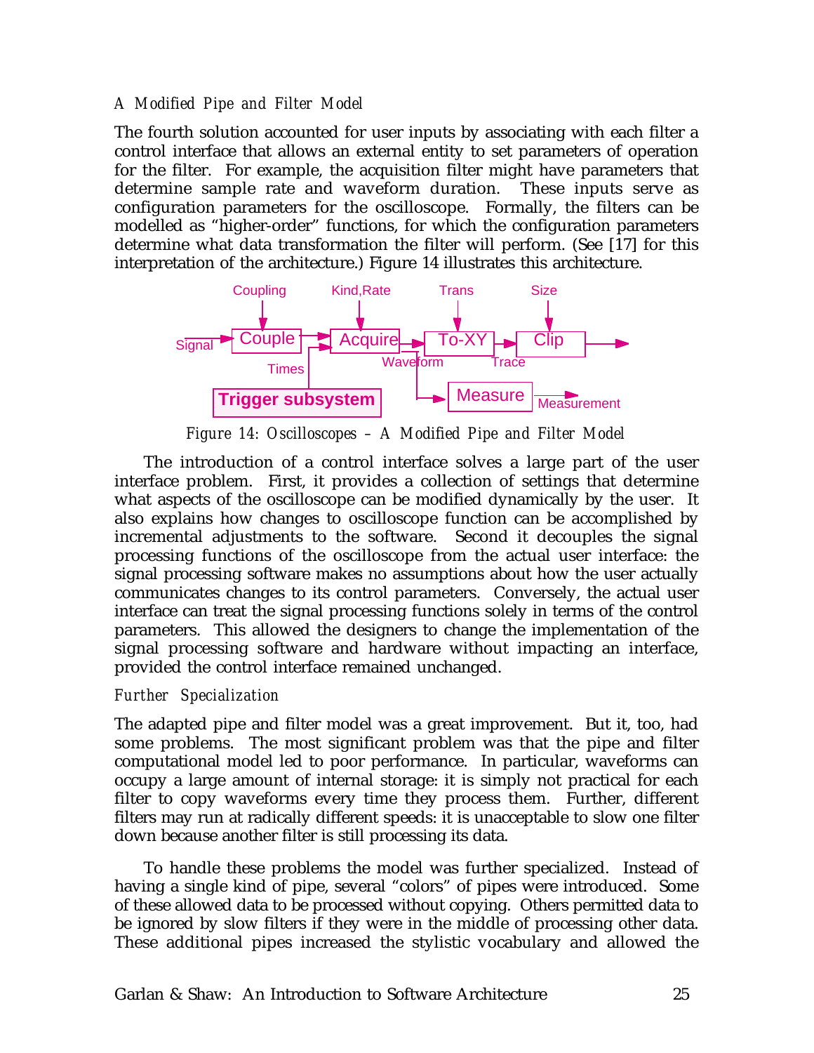### A Modified Pipe and Filter Model

The fourth solution accounted for user inputs by associating with each filter a control interface that allows an external entity to set parameters of operation for the filter. For example, the acquisition filter might have parameters that determine sample rate and waveform duration. These inputs serve as configuration parameters for the oscilloscope. Formally, the filters can be modelled as “higher-order” functions, for which the configuration parameters determine what data transformation the filter will perform. (See [17] for this interpretation of the architecture.) Figure 14 illustrates this architecture.

Coupling
Kind,Rate
Trans
Size
Signal
Couple
Acquire
To-XY
Clip
Times
Waveform
Trace
Trigger subsystem
Measure
Measurement

*Figure 14: Oscilloscopes – A Modified Pipe and Filter Model*

The introduction of a control interface solves a large part of the user interface problem. First, it provides a collection of settings that determine what aspects of the oscilloscope can be modified dynamically by the user. It also explains how changes to oscilloscope function can be accomplished by incremental adjustments to the software. Second it decouples the signal processing functions of the oscilloscope from the actual user interface: the signal processing software makes no assumptions about how the user actually communicates changes to its control parameters. Conversely, the actual user interface can treat the signal processing functions solely in terms of the control parameters. This allowed the designers to change the implementation of the signal processing software and hardware without impacting an interface, provided the control interface remained unchanged.

### Further Specialization

The adapted pipe and filter model was a great improvement. But it, too, had some problems. The most significant problem was that the pipe and filter computational model led to poor performance. In particular, waveforms can occupy a large amount of internal storage: it is simply not practical for each filter to copy waveforms every time they process them. Further, different filters may run at radically different speeds: it is unacceptable to slow one filter down because another filter is still processing its data.

To handle these problems the model was further specialized. Instead of having a single kind of pipe, several “colors” of pipes were introduced. Some of these allowed data to be processed without copying. Others permitted data to be ignored by slow filters if they were in the middle of processing other data. These additional pipes increased the stylistic vocabulary and allowed the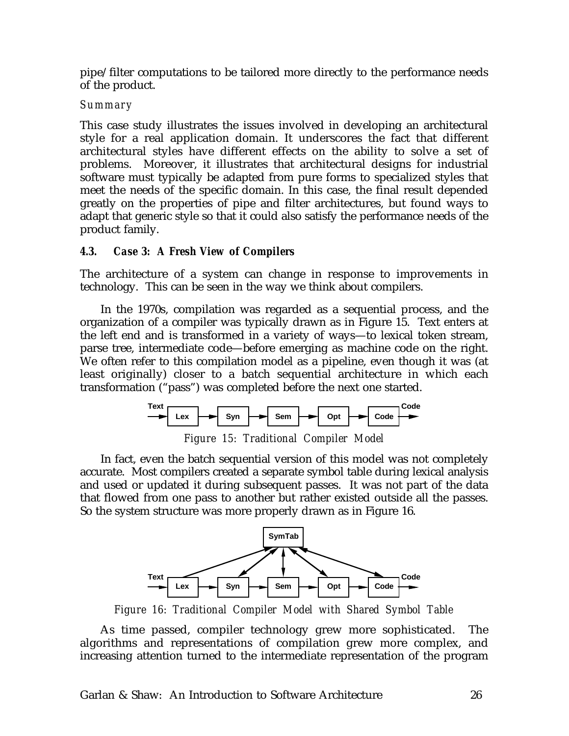pipe/filter computations to be tailored more directly to the performance needs of the product.

*Summary*

This case study illustrates the issues involved in developing an architectural style for a real application domain. It underscores the fact that different architectural styles have different effects on the ability to solve a set of problems. Moreover, it illustrates that architectural designs for industrial software must typically be adapted from pure forms to specialized styles that meet the needs of the specific domain. In this case, the final result depended greatly on the properties of pipe and filter architectures, but found ways to adapt that generic style so that it could also satisfy the performance needs of the product family.

### 4.3. Case 3: A Fresh View of Compilers

The architecture of a system can change in response to improvements in technology. This can be seen in the way we think about compilers.

In the 1970s, compilation was regarded as a sequential process, and the organization of a compiler was typically drawn as in Figure 15. Text enters at the left end and is transformed in a variety of ways—to lexical token stream, parse tree, intermediate code—before emerging as machine code on the right. We often refer to this compilation model as a pipeline, even though it was (at least originally) closer to a batch sequential architecture in which each transformation ("pass") was completed before the next one started.

Text
Lex
Syn
Sem
Opt
Code
Code

*Figure 15: Traditional Compiler Model*

In fact, even the batch sequential version of this model was not completely accurate. Most compilers created a separate symbol table during lexical analysis and used or updated it during subsequent passes. It was not part of the data that flowed from one pass to another but rather existed outside all the passes. So the system structure was more properly drawn as in Figure 16.

SymTab
Text
Lex
Syn
Sem
Opt
Code
Code

*Figure 16: Traditional Compiler Model with Shared Symbol Table*

As time passed, compiler technology grew more sophisticated. The algorithms and representations of compilation grew more complex, and increasing attention turned to the intermediate representation of the program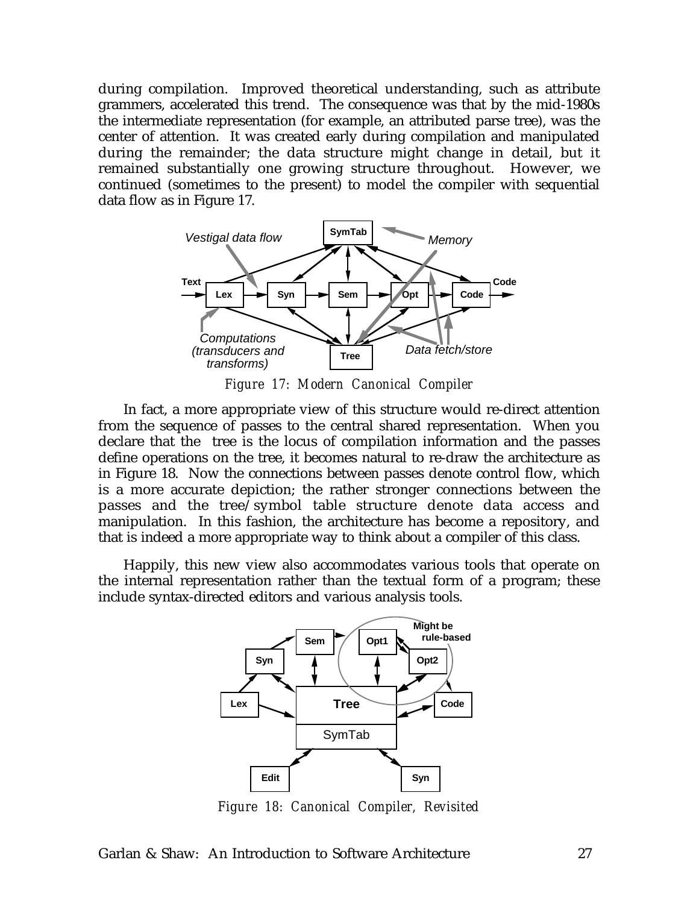during compilation. Improved theoretical understanding, such as attribute grammers, accelerated this trend. The consequence was that by the mid-1980s the intermediate representation (for example, an attributed parse tree), was the center of attention. It was created early during compilation and manipulated during the remainder; the data structure might change in detail, but it remained substantially one growing structure throughout. However, we continued (sometimes to the present) to model the compiler with sequential data flow as in Figure 17.

Vestigal data flow

SymTab

Memory

Text

Lex

Syn

Sem

Opt

Code

Code

Computations (transducers and transforms)

Tree

Data fetch/store

*Figure 17: Modern Canonical Compiler*

In fact, a more appropriate view of this structure would re-direct attention from the sequence of passes to the central shared representation. When you declare that the tree is the locus of compilation information and the passes define operations on the tree, it becomes natural to re-draw the architecture as in Figure 18. Now the connections between passes denote control flow, which is a more accurate depiction; the rather stronger connections between the passes and the tree/symbol table structure denote data access and manipulation. In this fashion, the architecture has become a repository, and that is indeed a more appropriate way to think about a compiler of this class.

Happily, this new view also accommodates various tools that operate on the internal representation rather than the textual form of a program; these include syntax-directed editors and various analysis tools.

Sem

Opt1

Might be rule-based

Syn

Opt2

Lex

Tree

Code

SymTab

Edit

Syn

*Figure 18: Canonical Compiler, Revisited*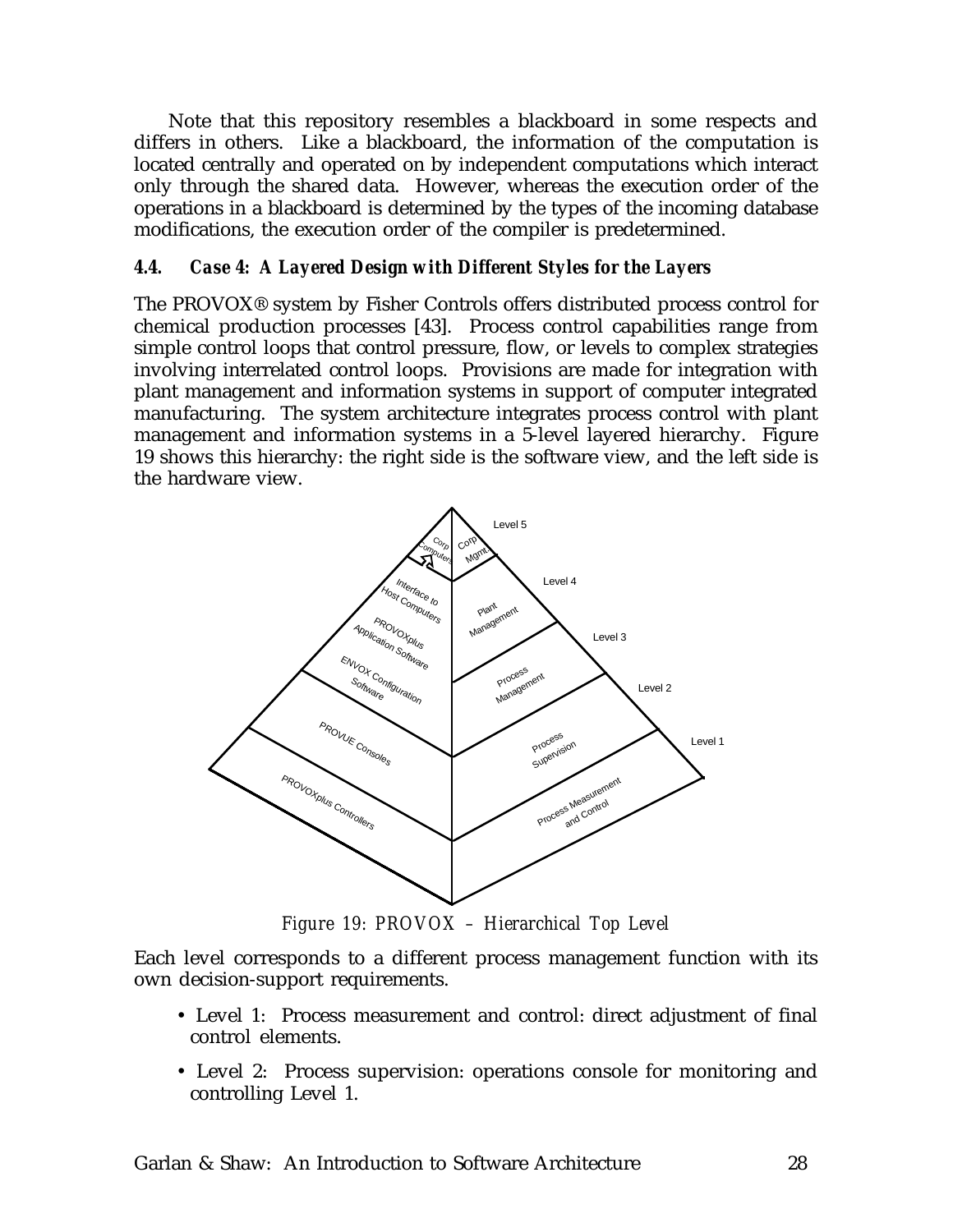Note that this repository resembles a blackboard in some respects and differs in others. Like a blackboard, the information of the computation is located centrally and operated on by independent computations which interact only through the shared data. However, whereas the execution order of the operations in a blackboard is determined by the types of the incoming database modifications, the execution order of the compiler is predetermined.

### 4.4. Case 4: A Layered Design with Different Styles for the Layers

The PROVOX® system by Fisher Controls offers distributed process control for chemical production processes [43]. Process control capabilities range from simple control loops that control pressure, flow, or levels to complex strategies involving interrelated control loops. Provisions are made for integration with plant management and information systems in support of computer integrated manufacturing. The system architecture integrates process control with plant management and information systems in a 5-level layered hierarchy. Figure 19 shows this hierarchy: the right side is the software view, and the left side is the hardware view.

Level 5
Level 4
Level 3
Level 2
Level 1
Corp Computers
Corp Mgmt.
Interface to Host Computers
PROVOXplus Application Software
ENVOX Configuration Software
Plant Management
Process Management
PROVUE Consoles
Process Supervision
PROVOXplus Controllers
Process Measurement and Control

*Figure 19: PROVOX – Hierarchical Top Level*

Each level corresponds to a different process management function with its own decision-support requirements.

- Level 1: Process measurement and control: direct adjustment of final control elements.
- Level 2: Process supervision: operations console for monitoring and controlling Level 1.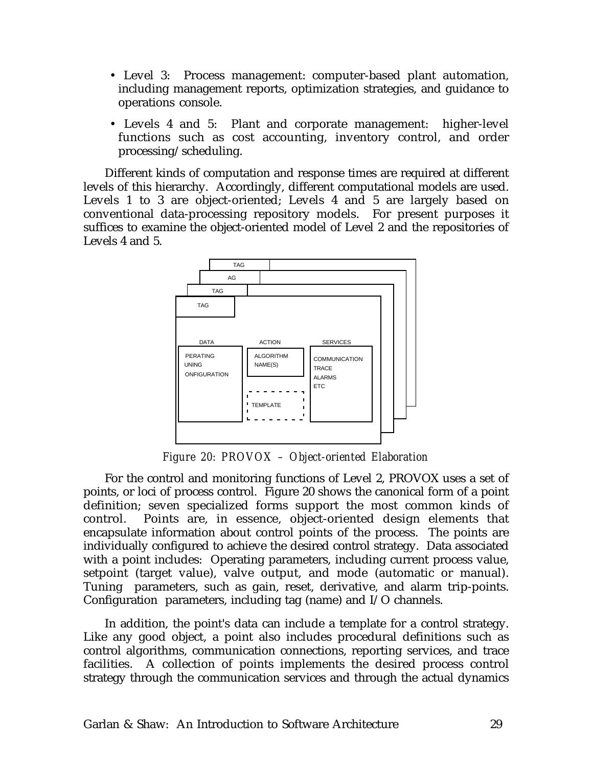- Level 3: Process management: computer-based plant automation, including management reports, optimization strategies, and guidance to operations console.
- Levels 4 and 5: Plant and corporate management: higher-level functions such as cost accounting, inventory control, and order processing/scheduling.

Different kinds of computation and response times are required at different levels of this hierarchy. Accordingly, different computational models are used. Levels 1 to 3 are object-oriented; Levels 4 and 5 are largely based on conventional data-processing repository models. For present purposes it suffices to examine the object-oriented model of Level 2 and the repositories of Levels 4 and 5.

*Figure 20: PROVOX – Object-oriented Elaboration*

For the control and monitoring functions of Level 2, PROVOX uses a set of points, or loci of process control. Figure 20 shows the canonical form of a point definition; seven specialized forms support the most common kinds of control. Points are, in essence, object-oriented design elements that encapsulate information about control points of the process. The points are individually configured to achieve the desired control strategy. Data associated with a point includes: Operating parameters, including current process value, setpoint (target value), valve output, and mode (automatic or manual). Tuning parameters, such as gain, reset, derivative, and alarm trip-points. Configuration parameters, including tag (name) and I/O channels.

In addition, the point's data can include a template for a control strategy. Like any good object, a point also includes procedural definitions such as control algorithms, communication connections, reporting services, and trace facilities. A collection of points implements the desired process control strategy through the communication services and through the actual dynamics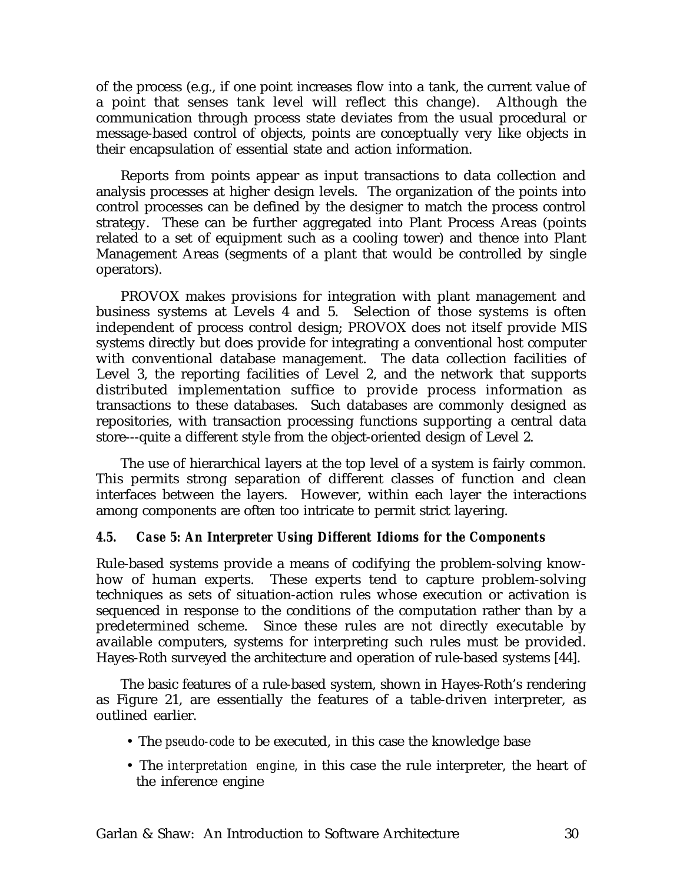of the process (e.g., if one point increases flow into a tank, the current value of a point that senses tank level will reflect this change). Although the communication through process state deviates from the usual procedural or message-based control of objects, points are conceptually very like objects in their encapsulation of essential state and action information.

Reports from points appear as input transactions to data collection and analysis processes at higher design levels. The organization of the points into control processes can be defined by the designer to match the process control strategy. These can be further aggregated into Plant Process Areas (points related to a set of equipment such as a cooling tower) and thence into Plant Management Areas (segments of a plant that would be controlled by single operators).

PROVOX makes provisions for integration with plant management and business systems at Levels 4 and 5. Selection of those systems is often independent of process control design; PROVOX does not itself provide MIS systems directly but does provide for integrating a conventional host computer with conventional database management. The data collection facilities of Level 3, the reporting facilities of Level 2, and the network that supports distributed implementation suffice to provide process information as transactions to these databases. Such databases are commonly designed as repositories, with transaction processing functions supporting a central data store---quite a different style from the object-oriented design of Level 2.

The use of hierarchical layers at the top level of a system is fairly common. This permits strong separation of different classes of function and clean interfaces between the layers. However, within each layer the interactions among components are often too intricate to permit strict layering.

### 4.5. *Case 5: An Interpreter Using Different Idioms for the Components*

Rule-based systems provide a means of codifying the problem-solving know-how of human experts. These experts tend to capture problem-solving techniques as sets of situation-action rules whose execution or activation is sequenced in response to the conditions of the computation rather than by a predetermined scheme. Since these rules are not directly executable by available computers, systems for interpreting such rules must be provided. Hayes-Roth surveyed the architecture and operation of rule-based systems [44].

The basic features of a rule-based system, shown in Hayes-Roth's rendering as Figure 21, are essentially the features of a table-driven interpreter, as outlined earlier.

- The *pseudo-code* to be executed, in this case the knowledge base
- The *interpretation engine,* in this case the rule interpreter, the heart of the inference engine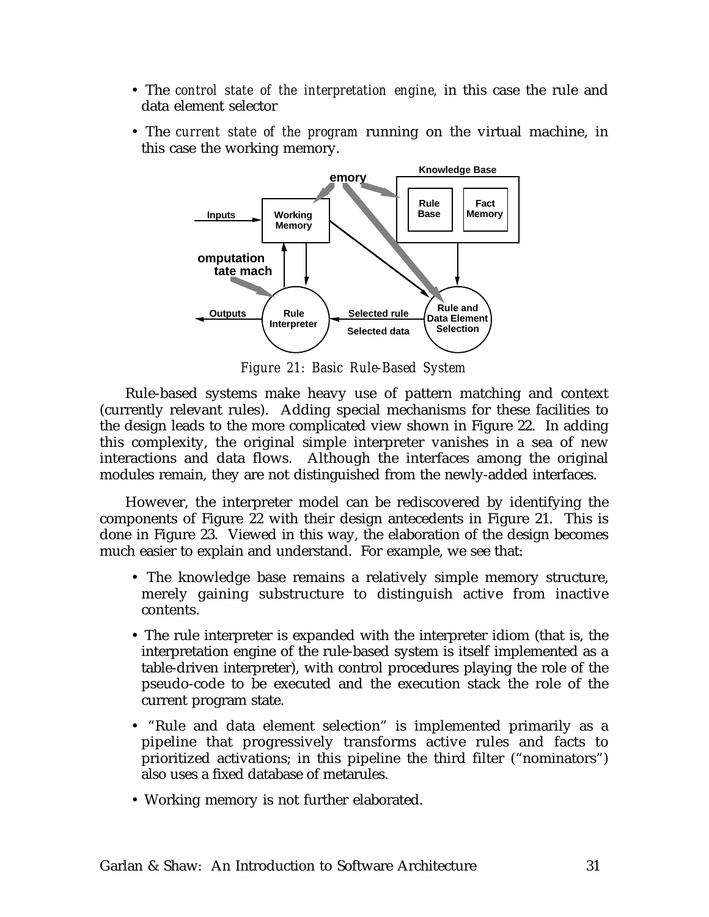- The *control state of the interpretation engine*, in this case the rule and data element selector
- The *current state of the program* running on the virtual machine, in this case the working memory.

Knowledge Base

emory

Rule Base

Fact Memory

Inputs

Working Memory

omputation
tate mach

Outputs

Rule Interpreter

Selected rule

Selected data

Rule and Data Element Selection

*Figure 21: Basic Rule-Based System*

Rule-based systems make heavy use of pattern matching and context (currently relevant rules). Adding special mechanisms for these facilities to the design leads to the more complicated view shown in Figure 22. In adding this complexity, the original simple interpreter vanishes in a sea of new interactions and data flows. Although the interfaces among the original modules remain, they are not distinguished from the newly-added interfaces.

However, the interpreter model can be rediscovered by identifying the components of Figure 22 with their design antecedents in Figure 21. This is done in Figure 23. Viewed in this way, the elaboration of the design becomes much easier to explain and understand. For example, we see that:

- The knowledge base remains a relatively simple memory structure, merely gaining substructure to distinguish active from inactive contents.
- The rule interpreter is expanded with the interpreter idiom (that is, the interpretation engine of the rule-based system is itself implemented as a table-driven interpreter), with control procedures playing the role of the pseudo-code to be executed and the execution stack the role of the current program state.
- "Rule and data element selection" is implemented primarily as a pipeline that progressively transforms active rules and facts to prioritized activations; in this pipeline the third filter ("nominators") also uses a fixed database of metarules.
- Working memory is not further elaborated.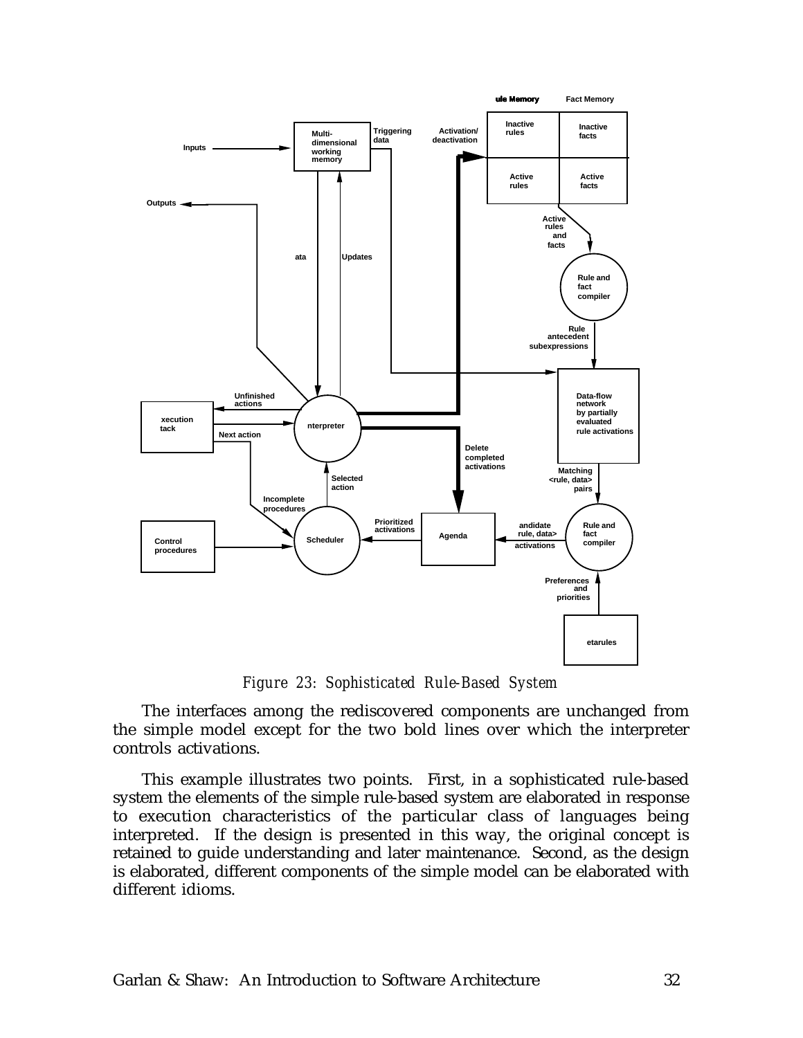Rule Memory

Fact Memory

Inactive rules

Inactive facts

Active rules

Active facts

Multi-dimensional working memory

Inputs

Outputs

Triggering data

Activation/ deactivation

Active rules and facts

Rule and fact compiler

Rule antecedent subexpressions

Data-flow network by partially evaluated rule activations

Data

Updates

Unfinished actions

Execution stack

Interpreter

Next action

Delete completed activations

Matching <rule, data> pairs

Selected action

Incomplete procedures

Control procedures

Scheduler

Prioritized activations

Agenda

Candidate <rule, data> activations

Rule and fact compiler

Preferences and priorities

Metarules

*Figure 23: Sophisticated Rule-Based System*

The interfaces among the rediscovered components are unchanged from the simple model except for the two bold lines over which the interpreter controls activations.

This example illustrates two points. First, in a sophisticated rule-based system the elements of the simple rule-based system are elaborated in response to execution characteristics of the particular class of languages being interpreted. If the design is presented in this way, the original concept is retained to guide understanding and later maintenance. Second, as the design is elaborated, different components of the simple model can be elaborated with different idioms.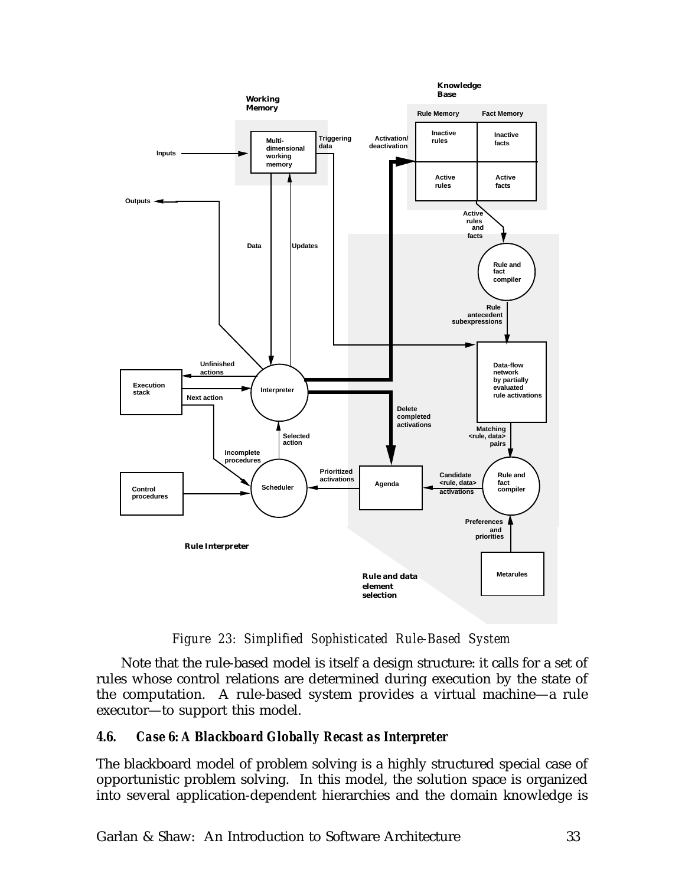Working Memory

Inputs

Multi-dimensional working memory

Triggering data

Outputs

Data

Updates

Knowledge Base

Rule Memory

Fact Memory

Inactive rules

Inactive facts

Active rules

Active facts

Activation/ deactivation

Active rules and facts

Rule and fact compiler

Rule antecedent subexpressions

Data-flow network by partially evaluated rule activations

Matching <rule, data> pairs

Unfinished actions

Execution stack

Interpreter

Next action

Delete completed activations

Selected action

Incomplete procedures

Prioritized activations

Agenda

Candidate <rule, data> activations

Rule and fact compiler

Control procedures

Scheduler

Preferences and priorities

Rule Interpreter

Metarules

Rule and data element selection

*Figure 23: Simplified Sophisticated Rule-Based System*

Note that the rule-based model is itself a design structure: it calls for a set of rules whose control relations are determined during execution by the state of the computation. A rule-based system provides a virtual machine—a rule executor—to support this model.

### 4.6. Case 6: A Blackboard Globally Recast as Interpreter

The blackboard model of problem solving is a highly structured special case of opportunistic problem solving. In this model, the solution space is organized into several application-dependent hierarchies and the domain knowledge is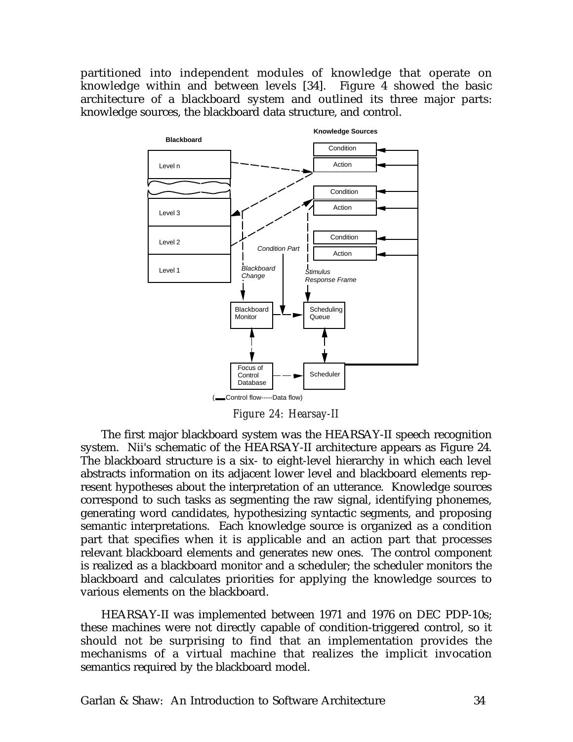partitioned into independent modules of knowledge that operate on knowledge within and between levels [34]. Figure 4 showed the basic architecture of a blackboard system and outlined its three major parts: knowledge sources, the blackboard data structure, and control.

*Figure 24: Hearsay-II*

The first major blackboard system was the HEARSAY-II speech recognition system. Nii's schematic of the HEARSAY-II architecture appears as Figure 24. The blackboard structure is a six- to eight-level hierarchy in which each level abstracts information on its adjacent lower level and blackboard elements represent hypotheses about the interpretation of an utterance. Knowledge sources correspond to such tasks as segmenting the raw signal, identifying phonemes, generating word candidates, hypothesizing syntactic segments, and proposing semantic interpretations. Each knowledge source is organized as a condition part that specifies when it is applicable and an action part that processes relevant blackboard elements and generates new ones. The control component is realized as a blackboard monitor and a scheduler; the scheduler monitors the blackboard and calculates priorities for applying the knowledge sources to various elements on the blackboard.

HEARSAY-II was implemented between 1971 and 1976 on DEC PDP-10s; these machines were not directly capable of condition-triggered control, so it should not be surprising to find that an implementation provides the mechanisms of a virtual machine that realizes the implicit invocation semantics required by the blackboard model.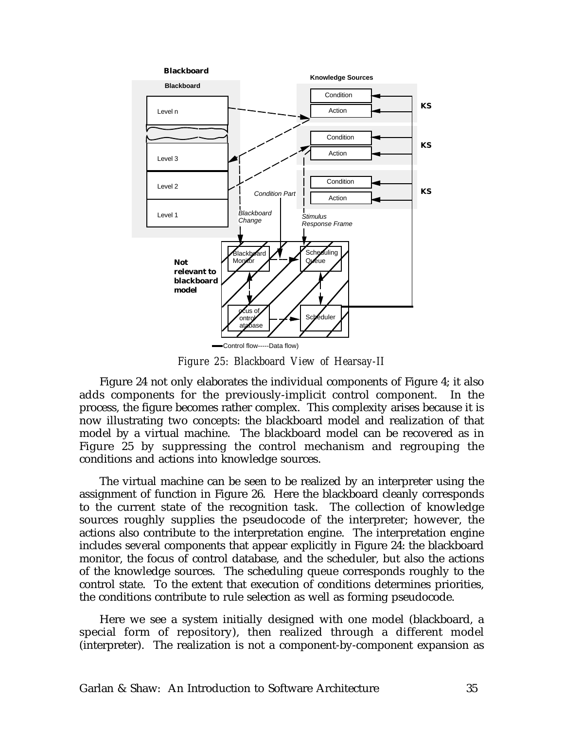Blackboard

Blackboard

Level n

Level 3

Level 2

Level 1

Knowledge Sources

Condition

Action

KS

Condition

Action

KS

Condition

Action

KS

Condition Part

Blackboard Change

Stimulus Response Frame

Not relevant to blackboard model

Blackboard Monitor

Scheduling Queue

Focus of Control Database

Scheduler

Control flow-----Data flow)

*Figure 25: Blackboard View of Hearsay-II*

Figure 24 not only elaborates the individual components of Figure 4; it also adds components for the previously-implicit control component. In the process, the figure becomes rather complex. This complexity arises because it is now illustrating two concepts: the blackboard model and realization of that model by a virtual machine. The blackboard model can be recovered as in Figure 25 by suppressing the control mechanism and regrouping the conditions and actions into knowledge sources.

The virtual machine can be seen to be realized by an interpreter using the assignment of function in Figure 26. Here the blackboard cleanly corresponds to the current state of the recognition task. The collection of knowledge sources roughly supplies the pseudocode of the interpreter; however, the actions also contribute to the interpretation engine. The interpretation engine includes several components that appear explicitly in Figure 24: the blackboard monitor, the focus of control database, and the scheduler, but also the actions of the knowledge sources. The scheduling queue corresponds roughly to the control state. To the extent that execution of conditions determines priorities, the conditions contribute to rule selection as well as forming pseudocode.

Here we see a system initially designed with one model (blackboard, a special form of repository), then realized through a different model (interpreter). The realization is not a component-by-component expansion as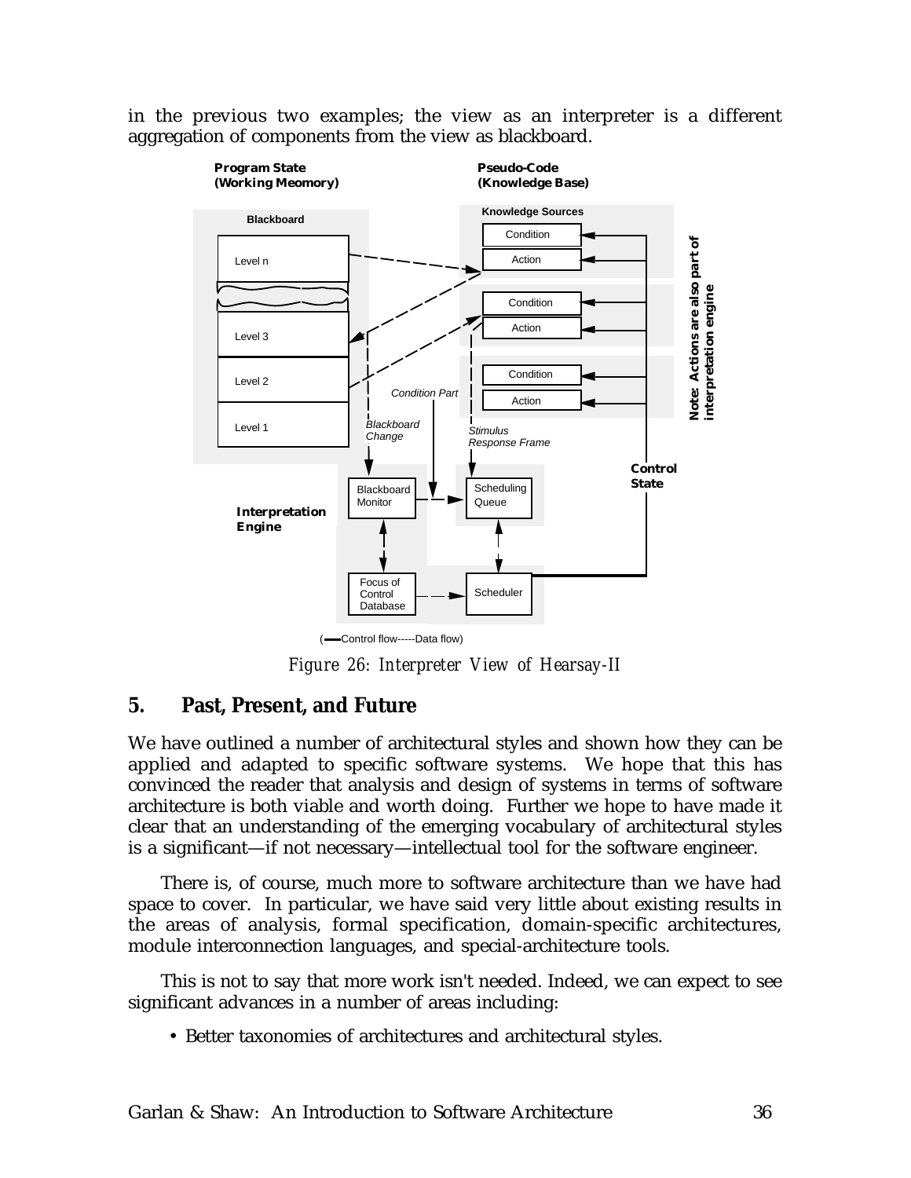in the previous two examples; the view as an interpreter is a different aggregation of components from the view as blackboard.

Program State (Working Meomory)

Pseudo-Code (Knowledge Base)

Blackboard

Level n

Level 3

Level 2

Level 1

Knowledge Sources

Condition

Action

Condition

Action

Condition

Action

Note: Actions are also part of interpretation engine

Condition Part

Blackboard Change

Stimulus Response Frame

Control State

Interpretation Engine

Blackboard Monitor

Scheduling Queue

Focus of Control Database

Scheduler

(—Control flow-----Data flow)

*Figure 26: Interpreter View of Hearsay-II*

## 5. Past, Present, and Future

We have outlined a number of architectural styles and shown how they can be applied and adapted to specific software systems. We hope that this has convinced the reader that analysis and design of systems in terms of software architecture is both viable and worth doing. Further we hope to have made it clear that an understanding of the emerging vocabulary of architectural styles is a significant—if not necessary—intellectual tool for the software engineer.

There is, of course, much more to software architecture than we have had space to cover. In particular, we have said very little about existing results in the areas of analysis, formal specification, domain-specific architectures, module interconnection languages, and special-architecture tools.

This is not to say that more work isn't needed. Indeed, we can expect to see significant advances in a number of areas including:

- Better taxonomies of architectures and architectural styles.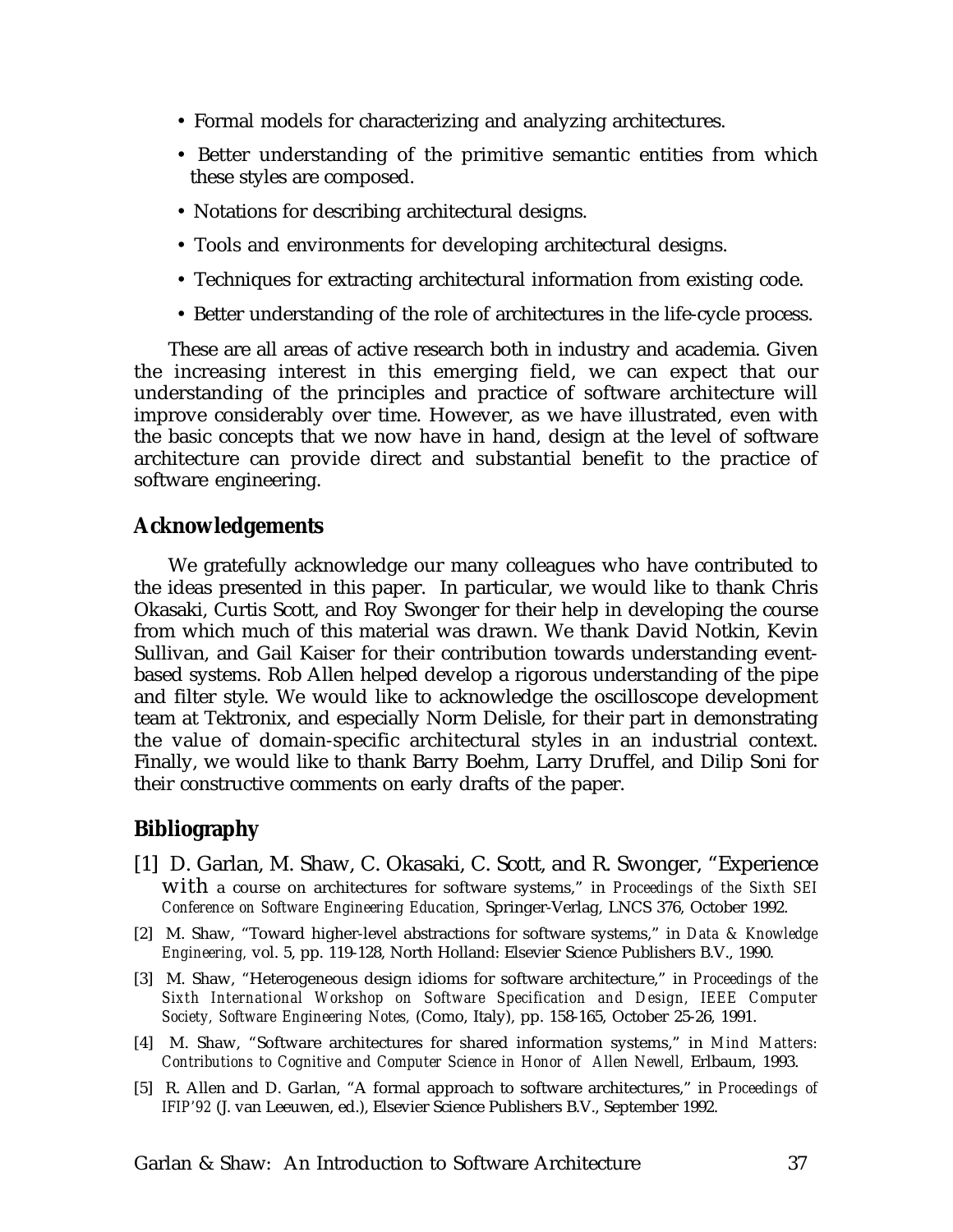- Formal models for characterizing and analyzing architectures.
- Better understanding of the primitive semantic entities from which these styles are composed.
- Notations for describing architectural designs.
- Tools and environments for developing architectural designs.
- Techniques for extracting architectural information from existing code.
- Better understanding of the role of architectures in the life-cycle process.

These are all areas of active research both in industry and academia. Given the increasing interest in this emerging field, we can expect that our understanding of the principles and practice of software architecture will improve considerably over time. However, as we have illustrated, even with the basic concepts that we now have in hand, design at the level of software architecture can provide direct and substantial benefit to the practice of software engineering.

## Acknowledgements

We gratefully acknowledge our many colleagues who have contributed to the ideas presented in this paper. In particular, we would like to thank Chris Okasaki, Curtis Scott, and Roy Swonger for their help in developing the course from which much of this material was drawn. We thank David Notkin, Kevin Sullivan, and Gail Kaiser for their contribution towards understanding event-based systems. Rob Allen helped develop a rigorous understanding of the pipe and filter style. We would like to acknowledge the oscilloscope development team at Tektronix, and especially Norm Delisle, for their part in demonstrating the value of domain-specific architectural styles in an industrial context. Finally, we would like to thank Barry Boehm, Larry Druffel, and Dilip Soni for their constructive comments on early drafts of the paper.

## Bibliography

[1] D. Garlan, M. Shaw, C. Okasaki, C. Scott, and R. Swonger, "Experience with a course on architectures for software systems," in *Proceedings of the Sixth SEI Conference on Software Engineering Education,* Springer-Verlag, LNCS 376, October 1992.

[2] M. Shaw, "Toward higher-level abstractions for software systems," in *Data & Knowledge Engineering,* vol. 5, pp. 119-128, North Holland: Elsevier Science Publishers B.V., 1990.

[3] M. Shaw, "Heterogeneous design idioms for software architecture," in *Proceedings of the Sixth International Workshop on Software Specification and Design, IEEE Computer Society, Software Engineering Notes,* (Como, Italy), pp. 158-165, October 25-26, 1991.

[4] M. Shaw, "Software architectures for shared information systems," in *Mind Matters: Contributions to Cognitive and Computer Science in Honor of Allen Newell,* Erlbaum, 1993.

[5] R. Allen and D. Garlan, "A formal approach to software architectures," in *Proceedings of IFIP'92* (J. van Leeuwen, ed.), Elsevier Science Publishers B.V., September 1992.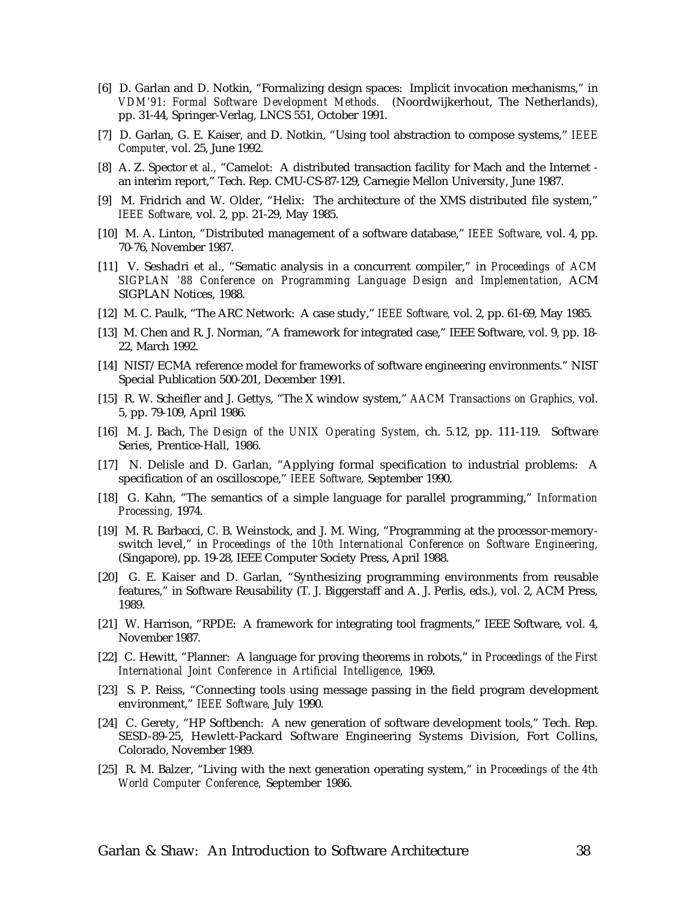[6] D. Garlan and D. Notkin, "Formalizing design spaces: Implicit invocation mechanisms," in *VDM'91: Formal Software Development Methods.* (Noordwijkerhout, The Netherlands), pp. 31-44, Springer-Verlag, LNCS 551, October 1991.

[7] D. Garlan, G. E. Kaiser, and D. Notkin, "Using tool abstraction to compose systems," *IEEE Computer,* vol. 25, June 1992.

[8] A. Z. Spector *et al.,* "Camelot: A distributed transaction facility for Mach and the Internet - an interim report," Tech. Rep. CMU-CS-87-129, Carnegie Mellon University, June 1987.

[9] M. Fridrich and W. Older, "Helix: The architecture of the XMS distributed file system," *IEEE Software,* vol. 2, pp. 21-29, May 1985.

[10] M. A. Linton, "Distributed management of a software database," *IEEE Software,* vol. 4, pp. 70-76, November 1987.

[11] V. Seshadri et al., "Sematic analysis in a concurrent compiler," in *Proceedings of ACM SIGPLAN '88 Conference on Programming Language Design and Implementation,* ACM SIGPLAN Notices, 1988.

[12] M. C. Paulk, "The ARC Network: A case study," *IEEE Software,* vol. 2, pp. 61-69, May 1985.

[13] M. Chen and R. J. Norman, "A framework for integrated case," IEEE Software, vol. 9, pp. 18-22, March 1992.

[14] NIST/ECMA reference model for frameworks of software engineering environments." NIST Special Publication 500-201, December 1991.

[15] R. W. Scheifler and J. Gettys, "The X window system," *AACM Transactions on Graphics,* vol. 5, pp. 79-109, April 1986.

[16] M. J. Bach, *The Design of the UNIX Operating System,* ch. 5.12, pp. 111-119. Software Series, Prentice-Hall, 1986.

[17] N. Delisle and D. Garlan, "Applying formal specification to industrial problems: A specification of an oscilloscope," *IEEE Software,* September 1990.

[18] G. Kahn, "The semantics of a simple language for parallel programming," *Information Processing,* 1974.

[19] M. R. Barbacci, C. B. Weinstock, and J. M. Wing, "Programming at the processor-memory-switch level," in *Proceedings of the 10th International Conference on Software Engineering,* (Singapore), pp. 19-28, IEEE Computer Society Press, April 1988.

[20] G. E. Kaiser and D. Garlan, "Synthesizing programming environments from reusable features," in Software Reusability (T. J. Biggerstaff and A. J. Perlis, eds.), vol. 2, ACM Press, 1989.

[21] W. Harrison, "RPDE: A framework for integrating tool fragments," IEEE Software, vol. 4, November 1987.

[22] C. Hewitt, "Planner: A language for proving theorems in robots," in *Proceedings of the First International Joint Conference in Artificial Intelligence,* 1969.

[23] S. P. Reiss, "Connecting tools using message passing in the field program development environment," *IEEE Software,* July 1990.

[24] C. Gerety, "HP Softbench: A new generation of software development tools," Tech. Rep. SESD-89-25, Hewlett-Packard Software Engineering Systems Division, Fort Collins, Colorado, November 1989.

[25] R. M. Balzer, "Living with the next generation operating system," in *Proceedings of the 4th World Computer Conference,* September 1986.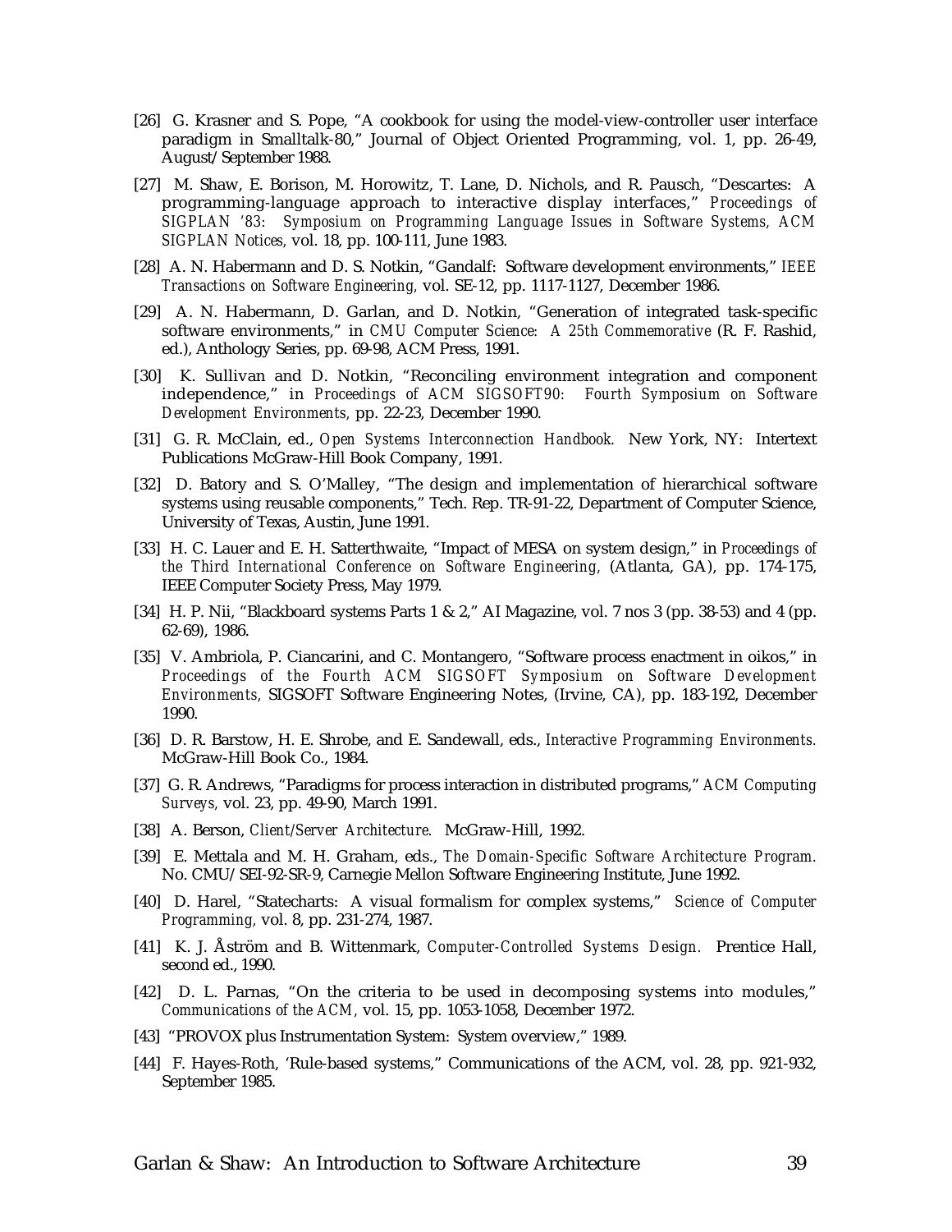[26] G. Krasner and S. Pope, “A cookbook for using the model-view-controller user interface paradigm in Smalltalk-80,” Journal of Object Oriented Programming, vol. 1, pp. 26-49, August/September 1988.

[27] M. Shaw, E. Borison, M. Horowitz, T. Lane, D. Nichols, and R. Pausch, “Descartes: A programming-language approach to interactive display interfaces,” *Proceedings of SIGPLAN '83: Symposium on Programming Language Issues in Software Systems, ACM SIGPLAN Notices,* vol. 18, pp. 100-111, June 1983.

[28] A. N. Habermann and D. S. Notkin, “Gandalf: Software development environments,” *IEEE Transactions on Software Engineering,* vol. SE-12, pp. 1117-1127, December 1986.

[29] A. N. Habermann, D. Garlan, and D. Notkin, “Generation of integrated task-specific software environments,” in *CMU Computer Science: A 25th Commemorative* (R. F. Rashid, ed.), Anthology Series, pp. 69-98, ACM Press, 1991.

[30] K. Sullivan and D. Notkin, “Reconciling environment integration and component independence,” in *Proceedings of ACM SIGSOFT90: Fourth Symposium on Software Development Environments,* pp. 22-23, December 1990.

[31] G. R. McClain, ed., *Open Systems Interconnection Handbook.* New York, NY: Intertext Publications McGraw-Hill Book Company, 1991.

[32] D. Batory and S. O'Malley, “The design and implementation of hierarchical software systems using reusable components,” Tech. Rep. TR-91-22, Department of Computer Science, University of Texas, Austin, June 1991.

[33] H. C. Lauer and E. H. Satterthwaite, “Impact of MESA on system design,” in *Proceedings of the Third International Conference on Software Engineering,* (Atlanta, GA), pp. 174-175, IEEE Computer Society Press, May 1979.

[34] H. P. Nii, “Blackboard systems Parts 1 & 2,” AI Magazine, vol. 7 nos 3 (pp. 38-53) and 4 (pp. 62-69), 1986.

[35] V. Ambriola, P. Ciancarini, and C. Montangero, “Software process enactment in oikos,” in *Proceedings of the Fourth ACM SIGSOFT Symposium on Software Development Environments,* SIGSOFT Software Engineering Notes, (Irvine, CA), pp. 183-192, December 1990.

[36] D. R. Barstow, H. E. Shrobe, and E. Sandewall, eds., *Interactive Programming Environments.* McGraw-Hill Book Co., 1984.

[37] G. R. Andrews, “Paradigms for process interaction in distributed programs,” *ACM Computing Surveys,* vol. 23, pp. 49-90, March 1991.

[38] A. Berson, *Client/Server Architecture.* McGraw-Hill, 1992.

[39] E. Mettala and M. H. Graham, eds., *The Domain-Specific Software Architecture Program.* No. CMU/SEI-92-SR-9, Carnegie Mellon Software Engineering Institute, June 1992.

[40] D. Harel, “Statecharts: A visual formalism for complex systems,” *Science of Computer Programming,* vol. 8, pp. 231-274, 1987.

[41] K. J. Åström and B. Wittenmark, *Computer-Controlled Systems Design.* Prentice Hall, second ed., 1990.

[42] D. L. Parnas, “On the criteria to be used in decomposing systems into modules,” *Communications of the ACM,* vol. 15, pp. 1053-1058, December 1972.

[43] “PROVOX plus Instrumentation System: System overview,” 1989.

[44] F. Hayes-Roth, 'Rule-based systems,” Communications of the ACM, vol. 28, pp. 921-932, September 1985.